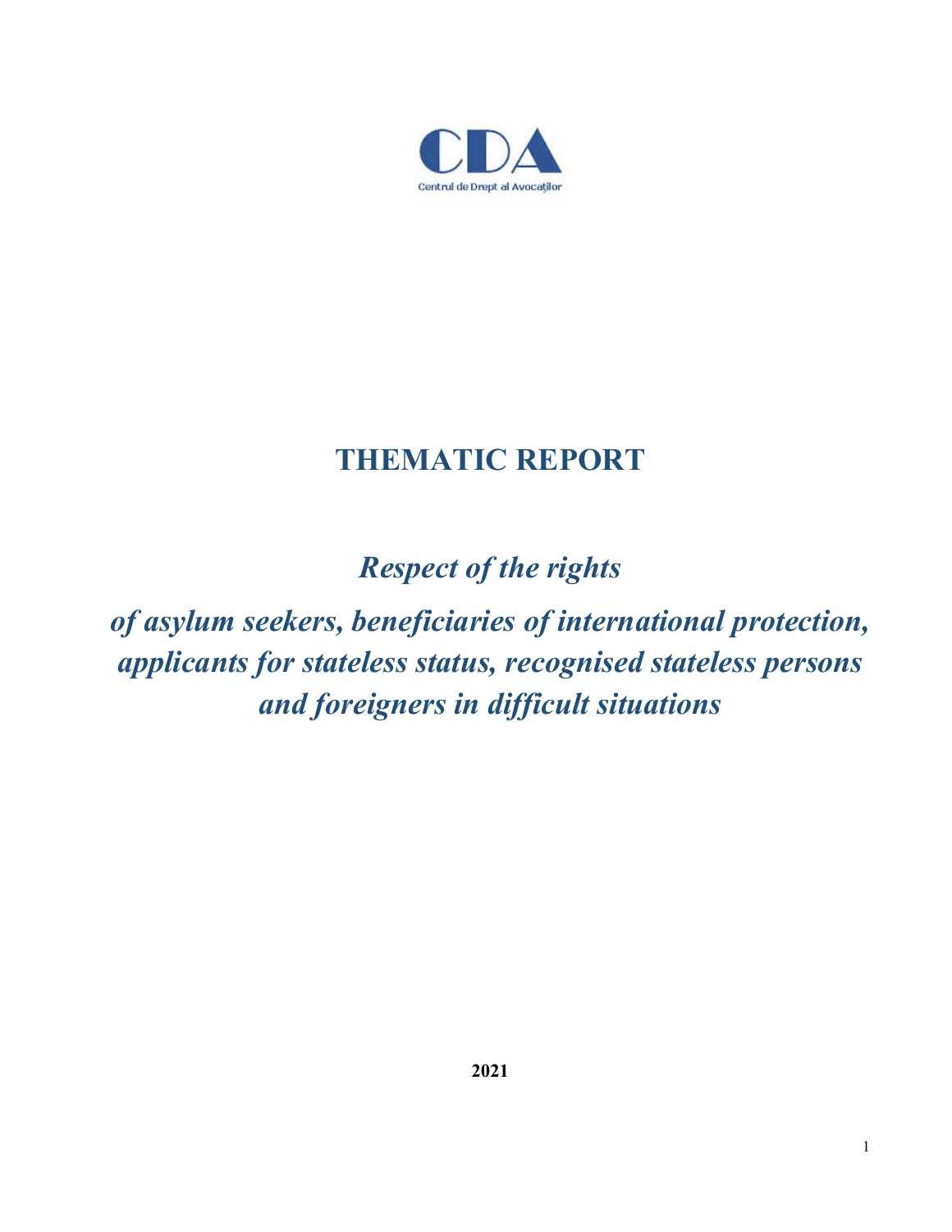CDA

Centrul de Drept al Avocaților

# THEMATIC REPORT

## *Respect of the rights of asylum seekers, beneficiaries of international protection, applicants for stateless status, recognised stateless persons and foreigners in difficult situations*

**2021**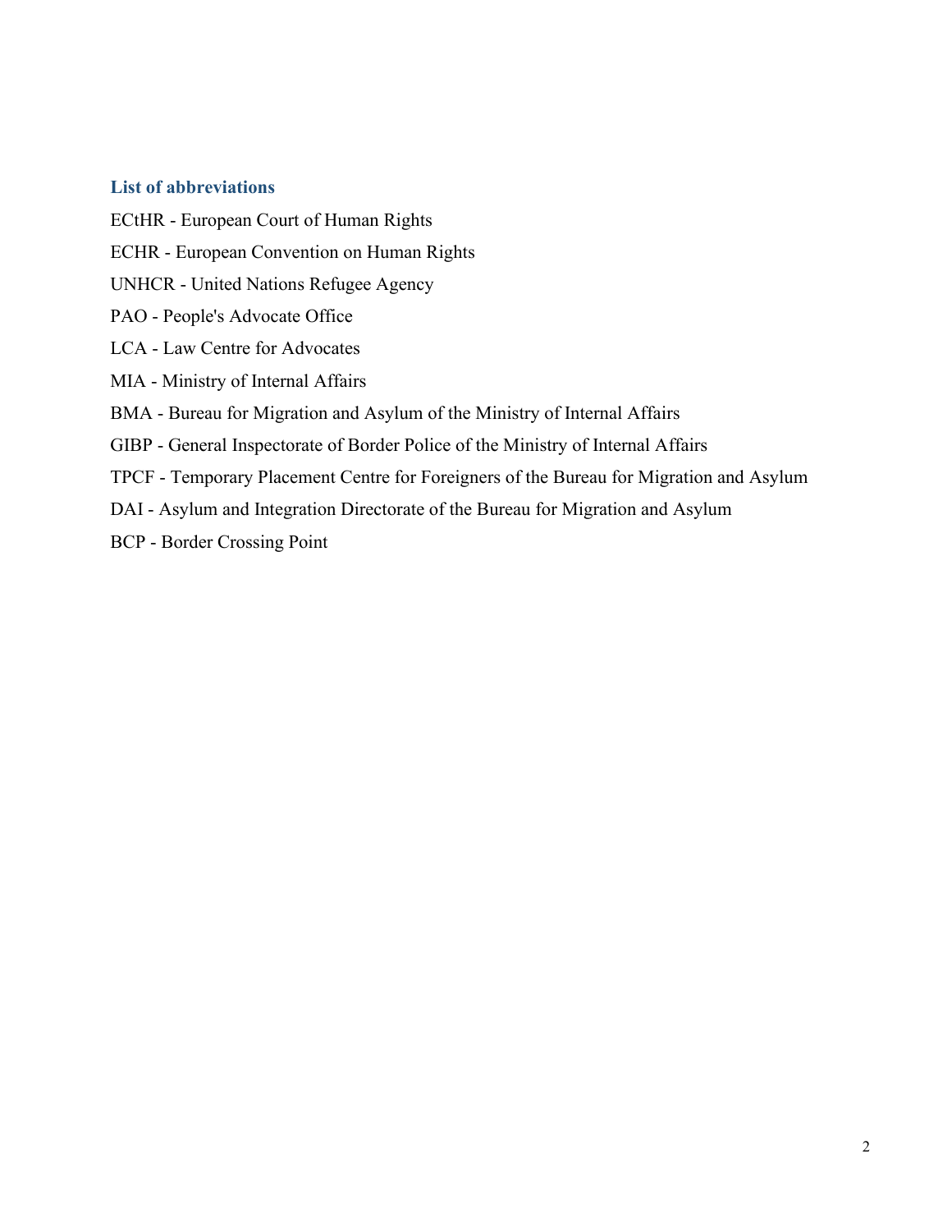## List of abbreviations

ECtHR - European Court of Human Rights

ECHR - European Convention on Human Rights

UNHCR - United Nations Refugee Agency

PAO - People's Advocate Office

LCA - Law Centre for Advocates

MIA - Ministry of Internal Affairs

BMA - Bureau for Migration and Asylum of the Ministry of Internal Affairs

GIBP - General Inspectorate of Border Police of the Ministry of Internal Affairs

TPCF - Temporary Placement Centre for Foreigners of the Bureau for Migration and Asylum

DAI - Asylum and Integration Directorate of the Bureau for Migration and Asylum

BCP - Border Crossing Point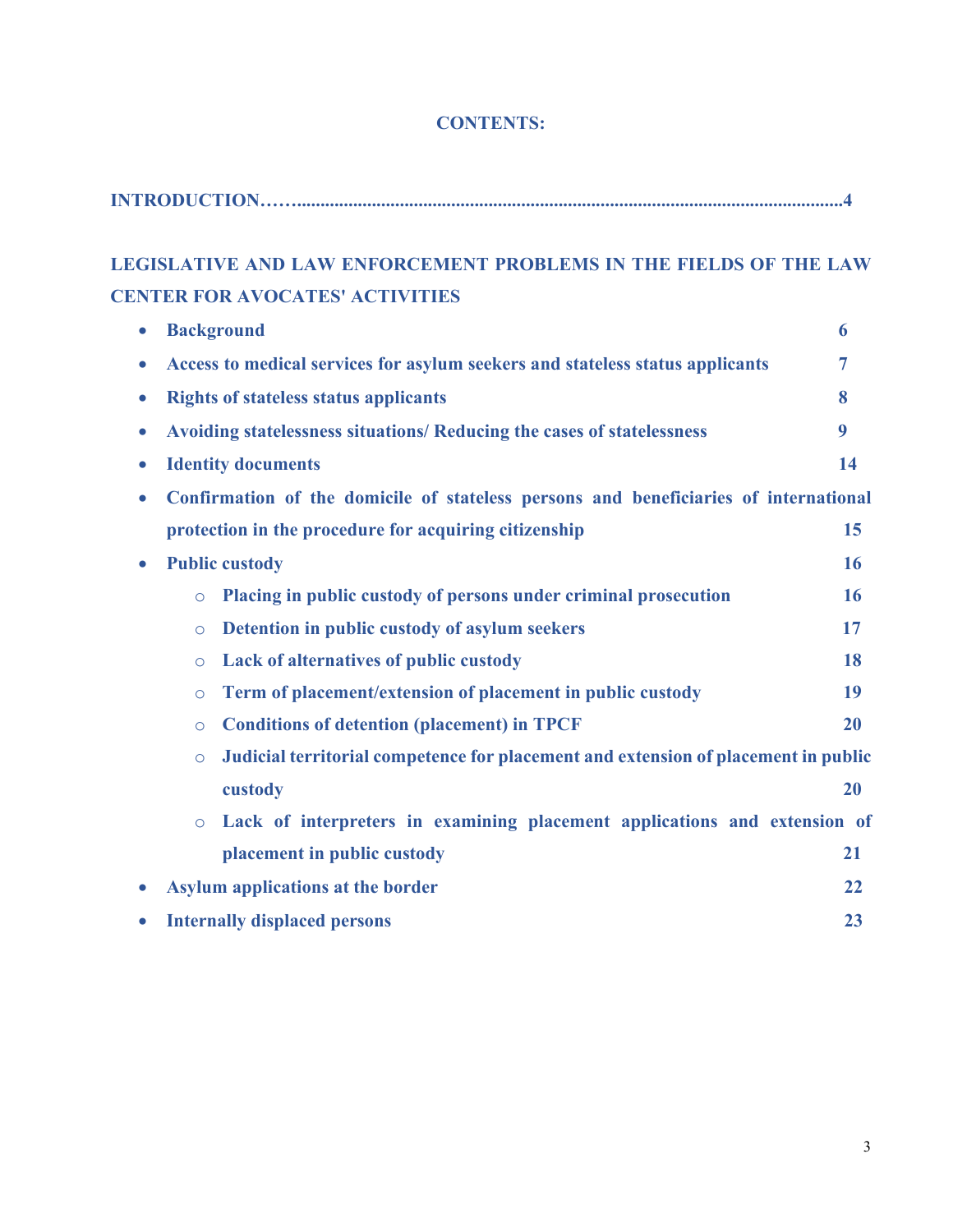## CONTENTS:

**INTRODUCTION……..........................................................................................................................4**

**LEGISLATIVE AND LAW ENFORCEMENT PROBLEMS IN THE FIELDS OF THE LAW CENTER FOR AVOCATES' ACTIVITIES**

- **Background** 6
- **Access to medical services for asylum seekers and stateless status applicants** 7
- **Rights of stateless status applicants** 8
- **Avoiding statelessness situations/ Reducing the cases of statelessness** 9
- **Identity documents** 14
- **Confirmation of the domicile of stateless persons and beneficiaries of international protection in the procedure for acquiring citizenship** 15
- **Public custody** 16
  - **Placing in public custody of persons under criminal prosecution** 16
  - **Detention in public custody of asylum seekers** 17
  - **Lack of alternatives of public custody** 18
  - **Term of placement/extension of placement in public custody** 19
  - **Conditions of detention (placement) in TPCF** 20
  - **Judicial territorial competence for placement and extension of placement in public custody** 20
  - **Lack of interpreters in examining placement applications and extension of placement in public custody** 21
- **Asylum applications at the border** 22
- **Internally displaced persons** 23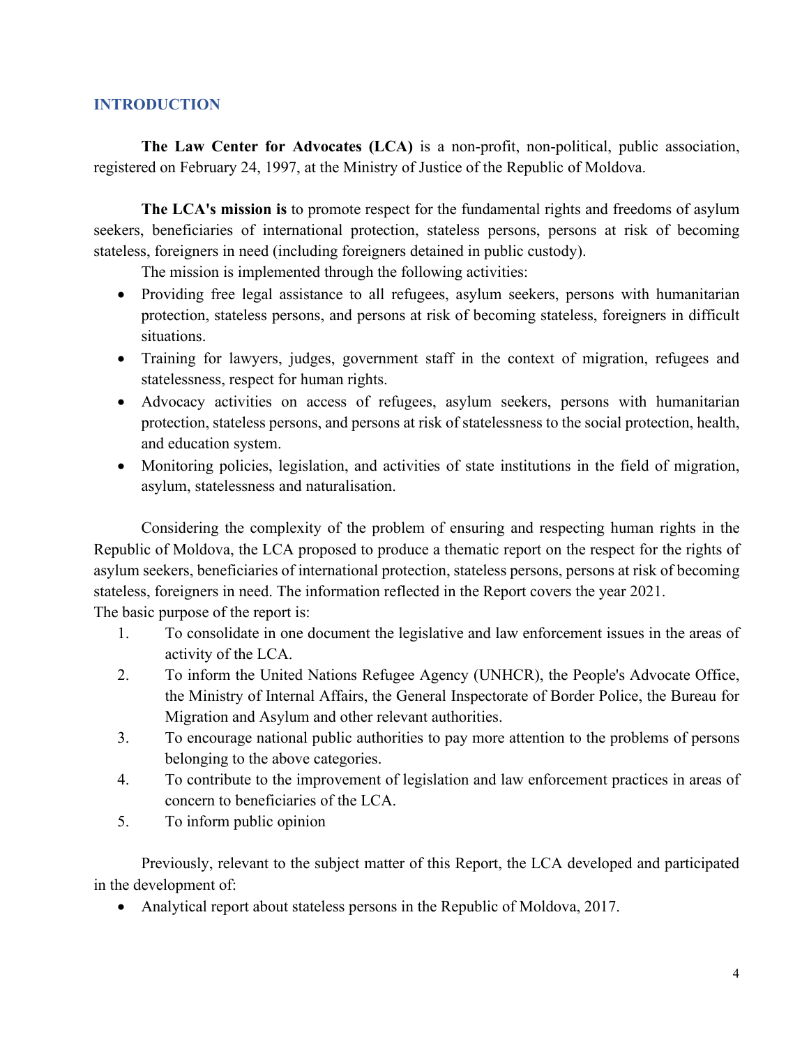## INTRODUCTION

**The Law Center for Advocates (LCA)** is a non-profit, non-political, public association, registered on February 24, 1997, at the Ministry of Justice of the Republic of Moldova.

**The LCA's mission is** to promote respect for the fundamental rights and freedoms of asylum seekers, beneficiaries of international protection, stateless persons, persons at risk of becoming stateless, foreigners in need (including foreigners detained in public custody).

The mission is implemented through the following activities:

- Providing free legal assistance to all refugees, asylum seekers, persons with humanitarian protection, stateless persons, and persons at risk of becoming stateless, foreigners in difficult situations.
- Training for lawyers, judges, government staff in the context of migration, refugees and statelessness, respect for human rights.
- Advocacy activities on access of refugees, asylum seekers, persons with humanitarian protection, stateless persons, and persons at risk of statelessness to the social protection, health, and education system.
- Monitoring policies, legislation, and activities of state institutions in the field of migration, asylum, statelessness and naturalisation.

Considering the complexity of the problem of ensuring and respecting human rights in the Republic of Moldova, the LCA proposed to produce a thematic report on the respect for the rights of asylum seekers, beneficiaries of international protection, stateless persons, persons at risk of becoming stateless, foreigners in need. The information reflected in the Report covers the year 2021.

The basic purpose of the report is:

1. To consolidate in one document the legislative and law enforcement issues in the areas of activity of the LCA.
2. To inform the United Nations Refugee Agency (UNHCR), the People's Advocate Office, the Ministry of Internal Affairs, the General Inspectorate of Border Police, the Bureau for Migration and Asylum and other relevant authorities.
3. To encourage national public authorities to pay more attention to the problems of persons belonging to the above categories.
4. To contribute to the improvement of legislation and law enforcement practices in areas of concern to beneficiaries of the LCA.
5. To inform public opinion

Previously, relevant to the subject matter of this Report, the LCA developed and participated in the development of:

- Analytical report about stateless persons in the Republic of Moldova, 2017.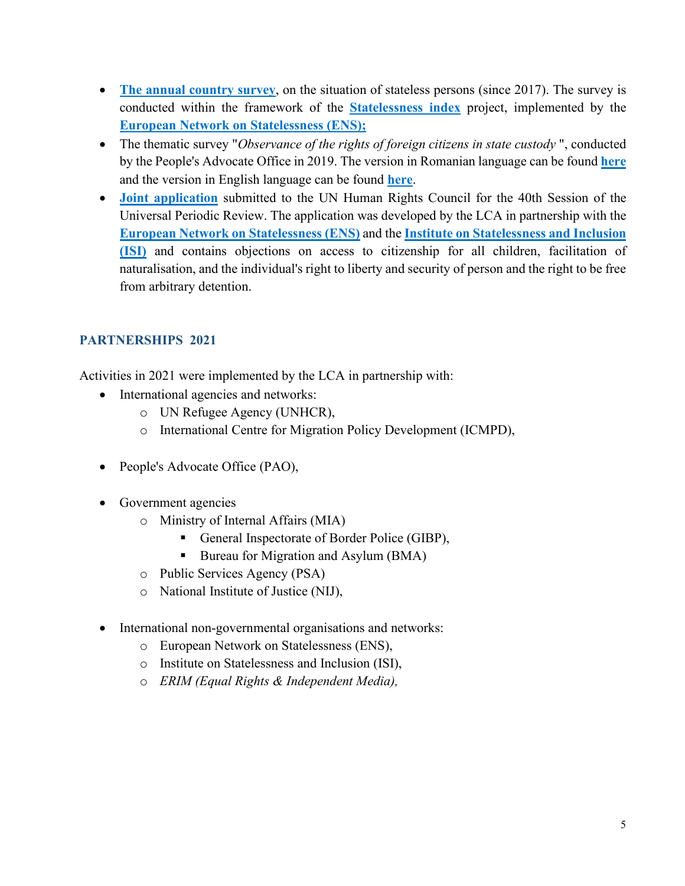- **The annual country survey**, on the situation of stateless persons (since 2017). The survey is conducted within the framework of the **Statelessness index** project, implemented by the **European Network on Statelessness (ENS);**
- The thematic survey "*Observance of the rights of foreign citizens in state custody* ", conducted by the People's Advocate Office in 2019. The version in Romanian language can be found **here** and the version in English language can be found **here**.
- **Joint application** submitted to the UN Human Rights Council for the 40th Session of the Universal Periodic Review. The application was developed by the LCA in partnership with the **European Network on Statelessness (ENS)** and the **Institute on Statelessness and Inclusion (ISI)** and contains objections on access to citizenship for all children, facilitation of naturalisation, and the individual's right to liberty and security of person and the right to be free from arbitrary detention.

## PARTNERSHIPS 2021

Activities in 2021 were implemented by the LCA in partnership with:

- International agencies and networks:
  - UN Refugee Agency (UNHCR),
  - International Centre for Migration Policy Development (ICMPD),
- People's Advocate Office (PAO),
- Government agencies
  - Ministry of Internal Affairs (MIA)
    - General Inspectorate of Border Police (GIBP),
    - Bureau for Migration and Asylum (BMA)
  - Public Services Agency (PSA)
  - National Institute of Justice (NIJ),
- International non-governmental organisations and networks:
  - European Network on Statelessness (ENS),
  - Institute on Statelessness and Inclusion (ISI),
  - *ERIM (Equal Rights & Independent Media),*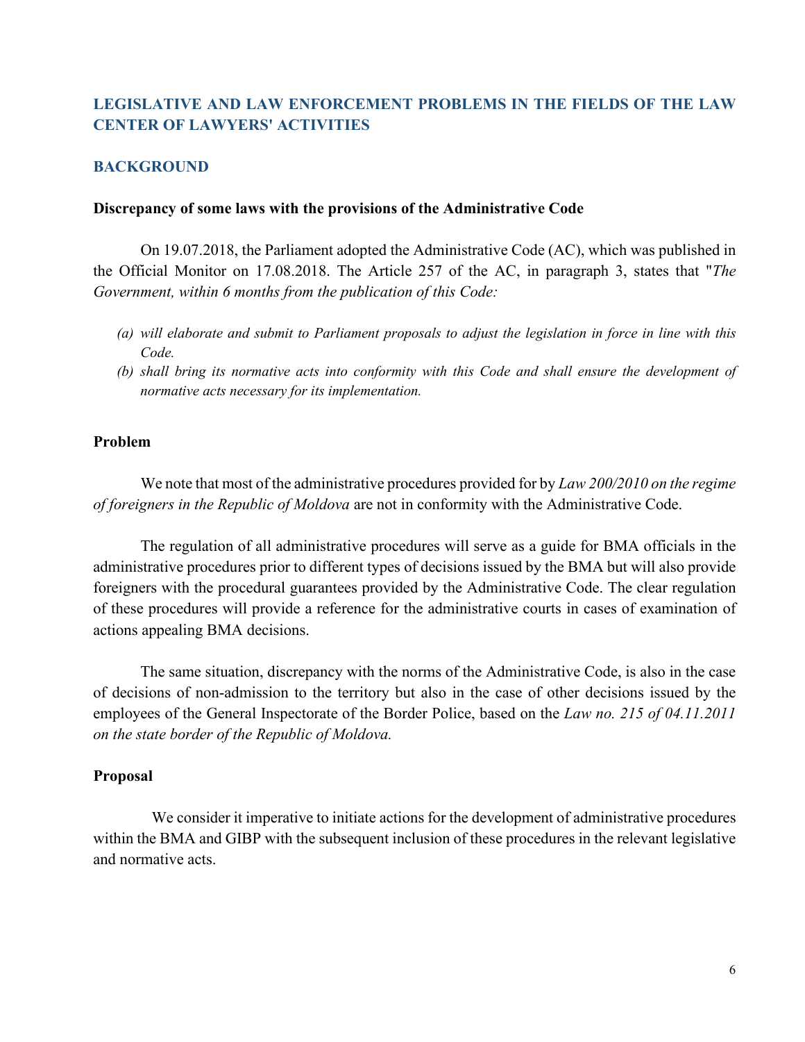## LEGISLATIVE AND LAW ENFORCEMENT PROBLEMS IN THE FIELDS OF THE LAW CENTER OF LAWYERS' ACTIVITIES

### BACKGROUND

**Discrepancy of some laws with the provisions of the Administrative Code**

On 19.07.2018, the Parliament adopted the Administrative Code (AC), which was published in the Official Monitor on 17.08.2018. The Article 257 of the AC, in paragraph 3, states that "*The Government, within 6 months from the publication of this Code:*

*(a) will elaborate and submit to Parliament proposals to adjust the legislation in force in line with this Code.*

*(b) shall bring its normative acts into conformity with this Code and shall ensure the development of normative acts necessary for its implementation.*

**Problem**

We note that most of the administrative procedures provided for by *Law 200/2010 on the regime of foreigners in the Republic of Moldova* are not in conformity with the Administrative Code.

The regulation of all administrative procedures will serve as a guide for BMA officials in the administrative procedures prior to different types of decisions issued by the BMA but will also provide foreigners with the procedural guarantees provided by the Administrative Code. The clear regulation of these procedures will provide a reference for the administrative courts in cases of examination of actions appealing BMA decisions.

The same situation, discrepancy with the norms of the Administrative Code, is also in the case of decisions of non-admission to the territory but also in the case of other decisions issued by the employees of the General Inspectorate of the Border Police, based on the *Law no. 215 of 04.11.2011 on the state border of the Republic of Moldova.*

**Proposal**

We consider it imperative to initiate actions for the development of administrative procedures within the BMA and GIBP with the subsequent inclusion of these procedures in the relevant legislative and normative acts.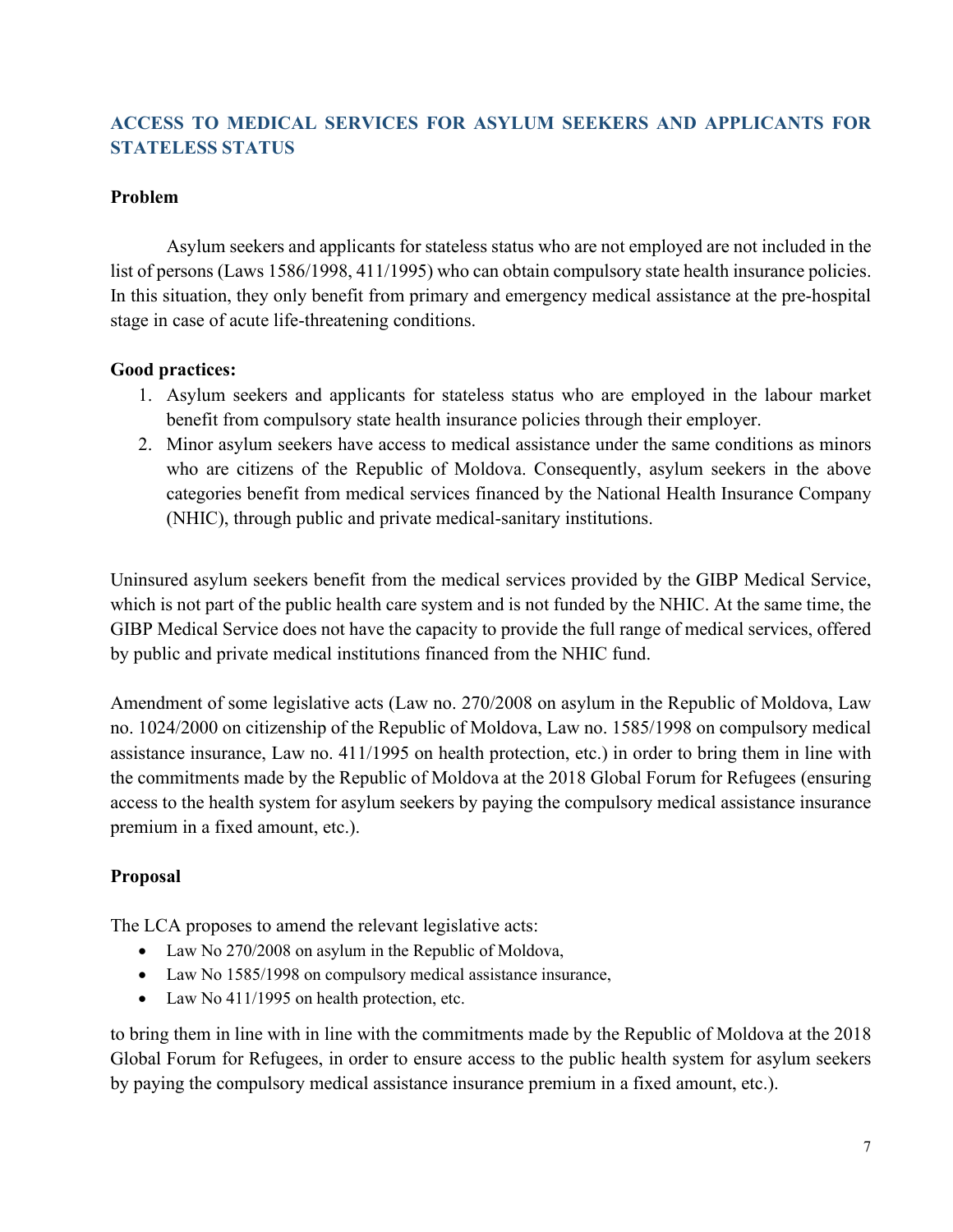## ACCESS TO MEDICAL SERVICES FOR ASYLUM SEEKERS AND APPLICANTS FOR STATELESS STATUS

**Problem**

Asylum seekers and applicants for stateless status who are not employed are not included in the list of persons (Laws 1586/1998, 411/1995) who can obtain compulsory state health insurance policies. In this situation, they only benefit from primary and emergency medical assistance at the pre-hospital stage in case of acute life-threatening conditions.

**Good practices:**

1. Asylum seekers and applicants for stateless status who are employed in the labour market benefit from compulsory state health insurance policies through their employer.
2. Minor asylum seekers have access to medical assistance under the same conditions as minors who are citizens of the Republic of Moldova. Consequently, asylum seekers in the above categories benefit from medical services financed by the National Health Insurance Company (NHIC), through public and private medical-sanitary institutions.

Uninsured asylum seekers benefit from the medical services provided by the GIBP Medical Service, which is not part of the public health care system and is not funded by the NHIC. At the same time, the GIBP Medical Service does not have the capacity to provide the full range of medical services, offered by public and private medical institutions financed from the NHIC fund.

Amendment of some legislative acts (Law no. 270/2008 on asylum in the Republic of Moldova, Law no. 1024/2000 on citizenship of the Republic of Moldova, Law no. 1585/1998 on compulsory medical assistance insurance, Law no. 411/1995 on health protection, etc.) in order to bring them in line with the commitments made by the Republic of Moldova at the 2018 Global Forum for Refugees (ensuring access to the health system for asylum seekers by paying the compulsory medical assistance insurance premium in a fixed amount, etc.).

**Proposal**

The LCA proposes to amend the relevant legislative acts:

- Law No 270/2008 on asylum in the Republic of Moldova,
- Law No 1585/1998 on compulsory medical assistance insurance,
- Law No 411/1995 on health protection, etc.

to bring them in line with in line with the commitments made by the Republic of Moldova at the 2018 Global Forum for Refugees, in order to ensure access to the public health system for asylum seekers by paying the compulsory medical assistance insurance premium in a fixed amount, etc.).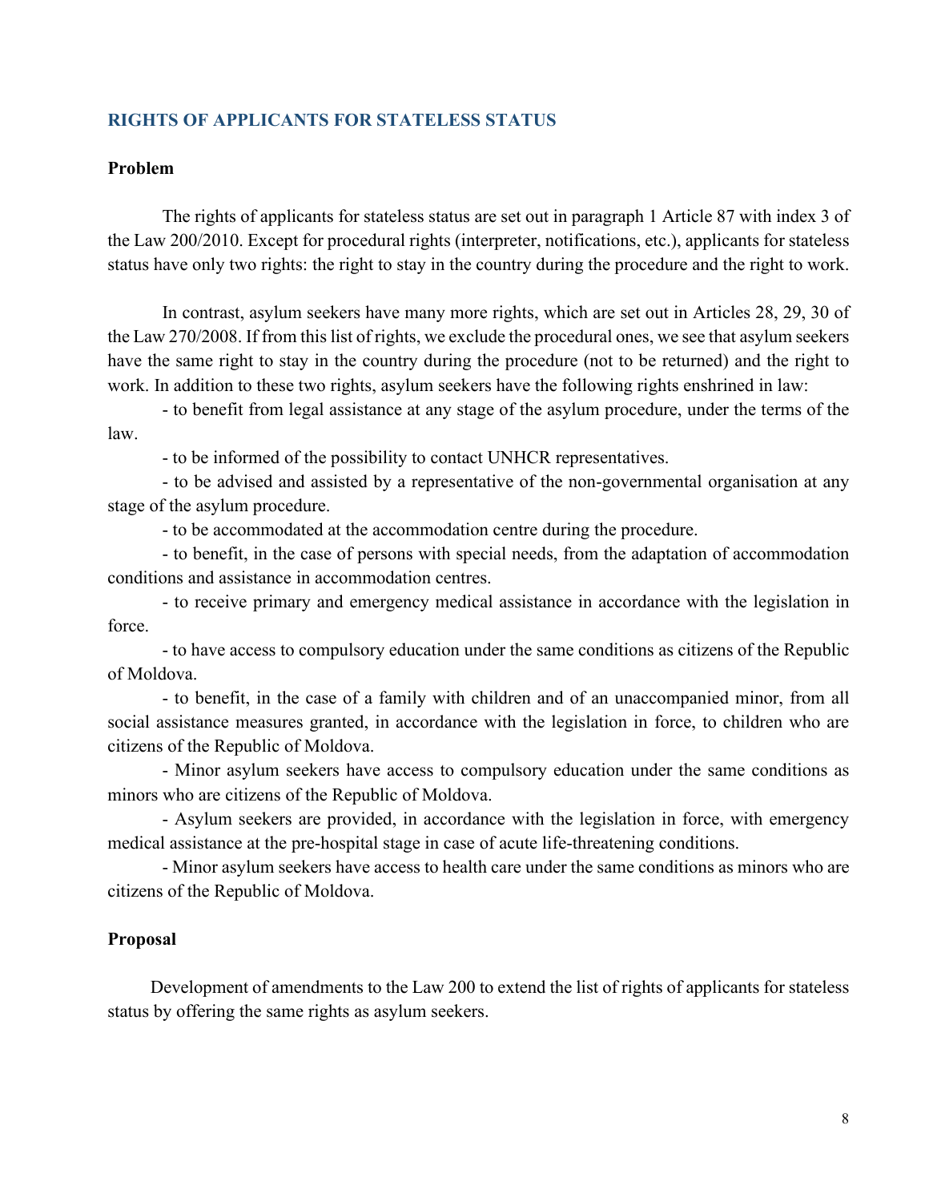## RIGHTS OF APPLICANTS FOR STATELESS STATUS

**Problem**

The rights of applicants for stateless status are set out in paragraph 1 Article 87 with index 3 of the Law 200/2010. Except for procedural rights (interpreter, notifications, etc.), applicants for stateless status have only two rights: the right to stay in the country during the procedure and the right to work.

In contrast, asylum seekers have many more rights, which are set out in Articles 28, 29, 30 of the Law 270/2008. If from this list of rights, we exclude the procedural ones, we see that asylum seekers have the same right to stay in the country during the procedure (not to be returned) and the right to work. In addition to these two rights, asylum seekers have the following rights enshrined in law:

- to benefit from legal assistance at any stage of the asylum procedure, under the terms of the law.
- to be informed of the possibility to contact UNHCR representatives.
- to be advised and assisted by a representative of the non-governmental organisation at any stage of the asylum procedure.
- to be accommodated at the accommodation centre during the procedure.
- to benefit, in the case of persons with special needs, from the adaptation of accommodation conditions and assistance in accommodation centres.
- to receive primary and emergency medical assistance in accordance with the legislation in force.
- to have access to compulsory education under the same conditions as citizens of the Republic of Moldova.
- to benefit, in the case of a family with children and of an unaccompanied minor, from all social assistance measures granted, in accordance with the legislation in force, to children who are citizens of the Republic of Moldova.
- Minor asylum seekers have access to compulsory education under the same conditions as minors who are citizens of the Republic of Moldova.
- Asylum seekers are provided, in accordance with the legislation in force, with emergency medical assistance at the pre-hospital stage in case of acute life-threatening conditions.
- Minor asylum seekers have access to health care under the same conditions as minors who are citizens of the Republic of Moldova.

**Proposal**

Development of amendments to the Law 200 to extend the list of rights of applicants for stateless status by offering the same rights as asylum seekers.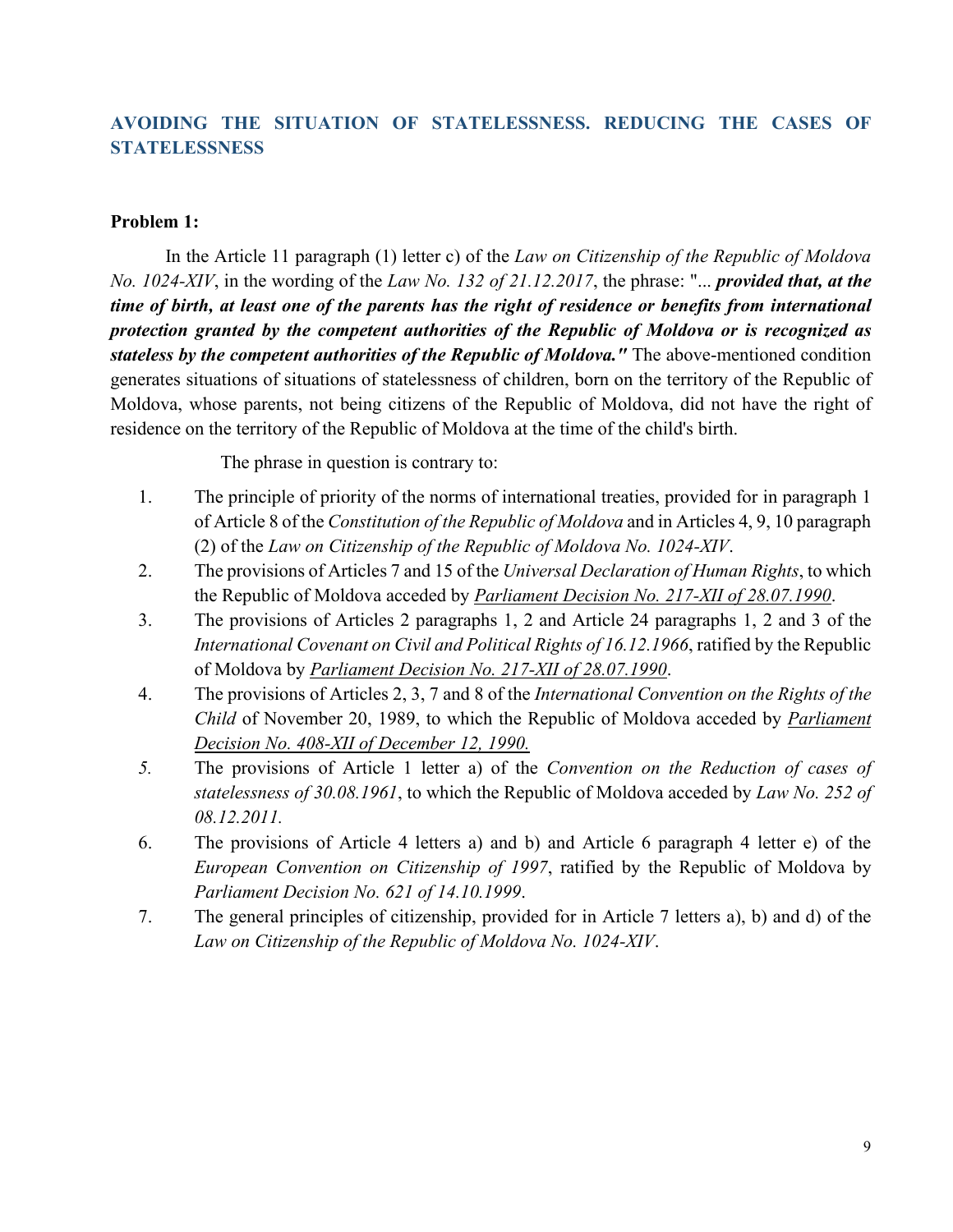## AVOIDING THE SITUATION OF STATELESSNESS. REDUCING THE CASES OF STATELESSNESS

**Problem 1:**

In the Article 11 paragraph (1) letter c) of the *Law on Citizenship of the Republic of Moldova No. 1024-XIV*, in the wording of the *Law No. 132 of 21.12.2017*, the phrase: "*... **provided that, at the time of birth, at least one of the parents has the right of residence or benefits from international protection granted by the competent authorities of the Republic of Moldova or is recognized as stateless by the competent authorities of the Republic of Moldova."*** The above-mentioned condition generates situations of situations of statelessness of children, born on the territory of the Republic of Moldova, whose parents, not being citizens of the Republic of Moldova, did not have the right of residence on the territory of the Republic of Moldova at the time of the child's birth.

The phrase in question is contrary to:

1. The principle of priority of the norms of international treaties, provided for in paragraph 1 of Article 8 of the *Constitution of the Republic of Moldova* and in Articles 4, 9, 10 paragraph (2) of the *Law on Citizenship of the Republic of Moldova No. 1024-XIV*.
2. The provisions of Articles 7 and 15 of the *Universal Declaration of Human Rights*, to which the Republic of Moldova acceded by *Parliament Decision No. 217-XII of 28.07.1990*.
3. The provisions of Articles 2 paragraphs 1, 2 and Article 24 paragraphs 1, 2 and 3 of the *International Covenant on Civil and Political Rights of 16.12.1966*, ratified by the Republic of Moldova by *Parliament Decision No. 217-XII of 28.07.1990*.
4. The provisions of Articles 2, 3, 7 and 8 of the *International Convention on the Rights of the Child* of November 20, 1989, to which the Republic of Moldova acceded by *Parliament Decision No. 408-XII of December 12, 1990.*
5. The provisions of Article 1 letter a) of the *Convention on the Reduction of cases of statelessness of 30.08.1961*, to which the Republic of Moldova acceded by *Law No. 252 of 08.12.2011.*
6. The provisions of Article 4 letters a) and b) and Article 6 paragraph 4 letter e) of the *European Convention on Citizenship of 1997*, ratified by the Republic of Moldova by *Parliament Decision No. 621 of 14.10.1999*.
7. The general principles of citizenship, provided for in Article 7 letters a), b) and d) of the *Law on Citizenship of the Republic of Moldova No. 1024-XIV*.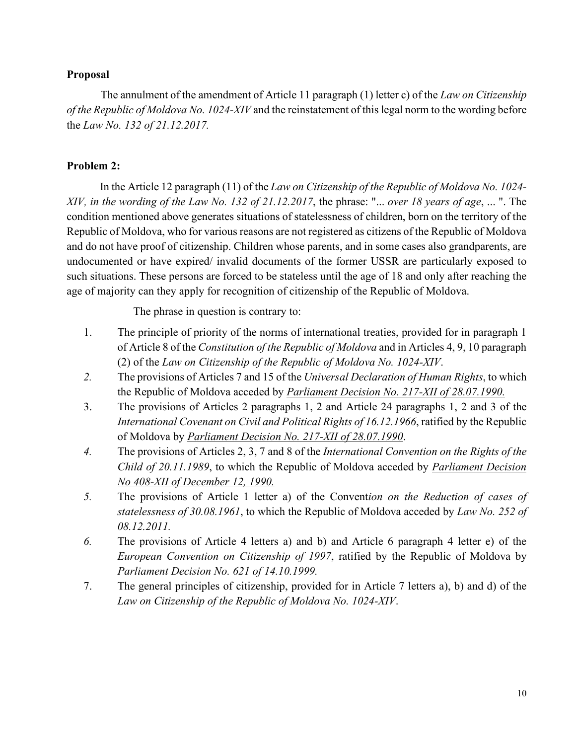**Proposal**

The annulment of the amendment of Article 11 paragraph (1) letter c) of the *Law on Citizenship of the Republic of Moldova No. 1024-XIV* and the reinstatement of this legal norm to the wording before the *Law No. 132 of 21.12.2017.*

**Problem 2:**

In the Article 12 paragraph (11) of the *Law on Citizenship of the Republic of Moldova No. 1024-XIV, in the wording of the Law No. 132 of 21.12.2017*, the phrase: "*... over 18 years of age*, ... ". The condition mentioned above generates situations of statelessness of children, born on the territory of the Republic of Moldova, who for various reasons are not registered as citizens of the Republic of Moldova and do not have proof of citizenship. Children whose parents, and in some cases also grandparents, are undocumented or have expired/ invalid documents of the former USSR are particularly exposed to such situations. These persons are forced to be stateless until the age of 18 and only after reaching the age of majority can they apply for recognition of citizenship of the Republic of Moldova.

The phrase in question is contrary to:

1. The principle of priority of the norms of international treaties, provided for in paragraph 1 of Article 8 of the *Constitution of the Republic of Moldova* and in Articles 4, 9, 10 paragraph (2) of the *Law on Citizenship of the Republic of Moldova No. 1024-XIV*.
2. The provisions of Articles 7 and 15 of the *Universal Declaration of Human Rights*, to which the Republic of Moldova acceded by *Parliament Decision No. 217-XII of 28.07.1990.*
3. The provisions of Articles 2 paragraphs 1, 2 and Article 24 paragraphs 1, 2 and 3 of the *International Covenant on Civil and Political Rights of 16.12.1966*, ratified by the Republic of Moldova by *Parliament Decision No. 217-XII of 28.07.1990*.
4. The provisions of Articles 2, 3, 7 and 8 of the *International Convention on the Rights of the Child of 20.11.1989*, to which the Republic of Moldova acceded by *Parliament Decision No 408-XII of December 12, 1990.*
5. The provisions of Article 1 letter a) of the Convent*ion on the Reduction of cases of statelessness of 30.08.1961*, to which the Republic of Moldova acceded by *Law No. 252 of 08.12.2011.*
6. The provisions of Article 4 letters a) and b) and Article 6 paragraph 4 letter e) of the *European Convention on Citizenship of 1997*, ratified by the Republic of Moldova by *Parliament Decision No. 621 of 14.10.1999.*
7. The general principles of citizenship, provided for in Article 7 letters a), b) and d) of the *Law on Citizenship of the Republic of Moldova No. 1024-XIV*.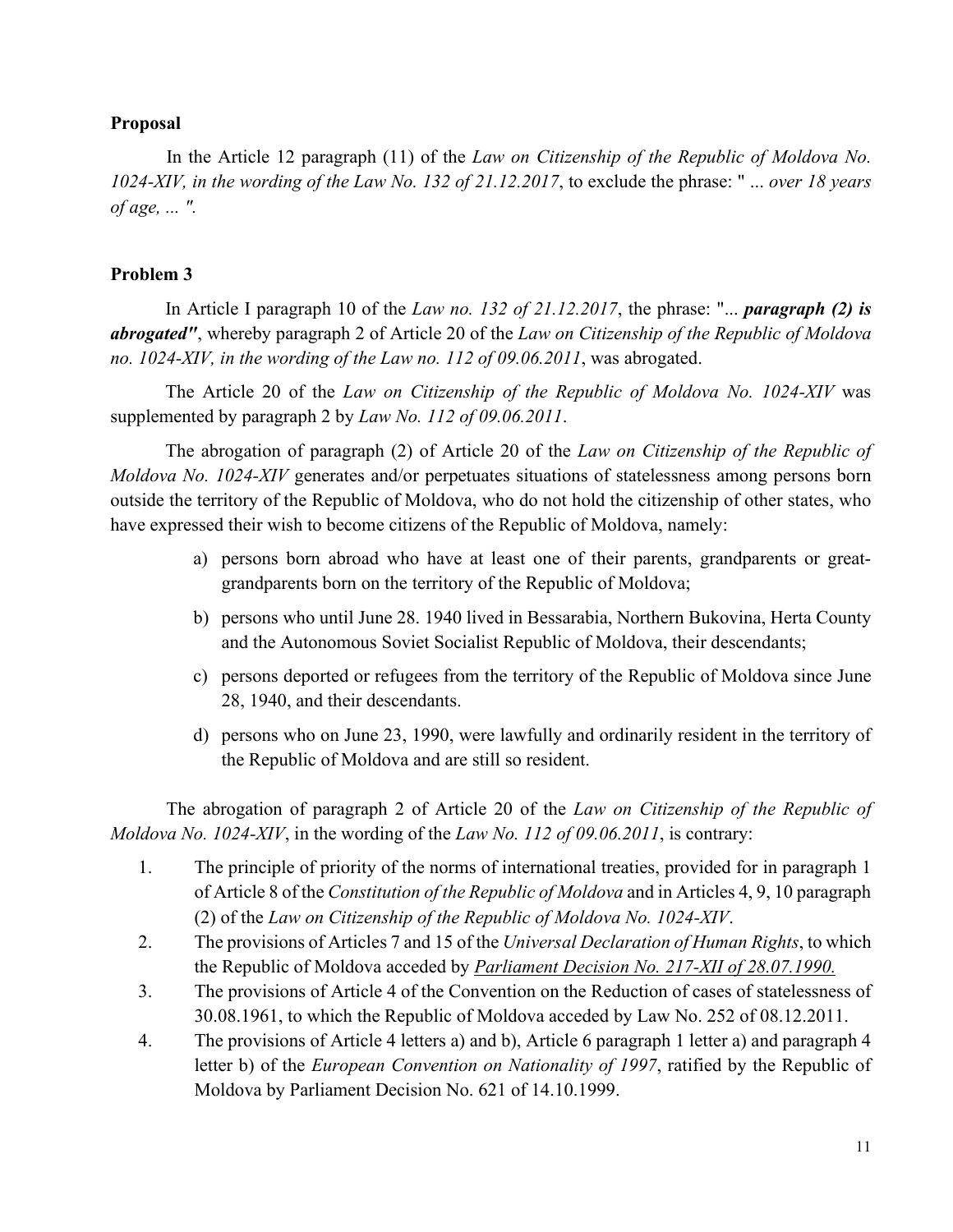**Proposal**

In the Article 12 paragraph (11) of the *Law on Citizenship of the Republic of Moldova No. 1024-XIV, in the wording of the Law No. 132 of 21.12.2017*, to exclude the phrase: " *... over 18 years of age, ... "*.

**Problem 3**

In Article I paragraph 10 of the *Law no. 132 of 21.12.2017*, the phrase: "*... **paragraph (2) is abrogated"***, whereby paragraph 2 of Article 20 of the *Law on Citizenship of the Republic of Moldova no. 1024-XIV, in the wording of the Law no. 112 of 09.06.2011*, was abrogated.

The Article 20 of the *Law on Citizenship of the Republic of Moldova No. 1024-XIV* was supplemented by paragraph 2 by *Law No. 112 of 09.06.2011*.

The abrogation of paragraph (2) of Article 20 of the *Law on Citizenship of the Republic of Moldova No. 1024-XIV* generates and/or perpetuates situations of statelessness among persons born outside the territory of the Republic of Moldova, who do not hold the citizenship of other states, who have expressed their wish to become citizens of the Republic of Moldova, namely:

a) persons born abroad who have at least one of their parents, grandparents or great-grandparents born on the territory of the Republic of Moldova;

b) persons who until June 28. 1940 lived in Bessarabia, Northern Bukovina, Herta County and the Autonomous Soviet Socialist Republic of Moldova, their descendants;

c) persons deported or refugees from the territory of the Republic of Moldova since June 28, 1940, and their descendants.

d) persons who on June 23, 1990, were lawfully and ordinarily resident in the territory of the Republic of Moldova and are still so resident.

The abrogation of paragraph 2 of Article 20 of the *Law on Citizenship of the Republic of Moldova No. 1024-XIV*, in the wording of the *Law No. 112 of 09.06.2011*, is contrary:

1. The principle of priority of the norms of international treaties, provided for in paragraph 1 of Article 8 of the *Constitution of the Republic of Moldova* and in Articles 4, 9, 10 paragraph (2) of the *Law on Citizenship of the Republic of Moldova No. 1024-XIV*.
2. The provisions of Articles 7 and 15 of the *Universal Declaration of Human Rights*, to which the Republic of Moldova acceded by *Parliament Decision No. 217-XII of 28.07.1990.*
3. The provisions of Article 4 of the Convention on the Reduction of cases of statelessness of 30.08.1961, to which the Republic of Moldova acceded by Law No. 252 of 08.12.2011.
4. The provisions of Article 4 letters a) and b), Article 6 paragraph 1 letter a) and paragraph 4 letter b) of the *European Convention on Nationality of 1997*, ratified by the Republic of Moldova by Parliament Decision No. 621 of 14.10.1999.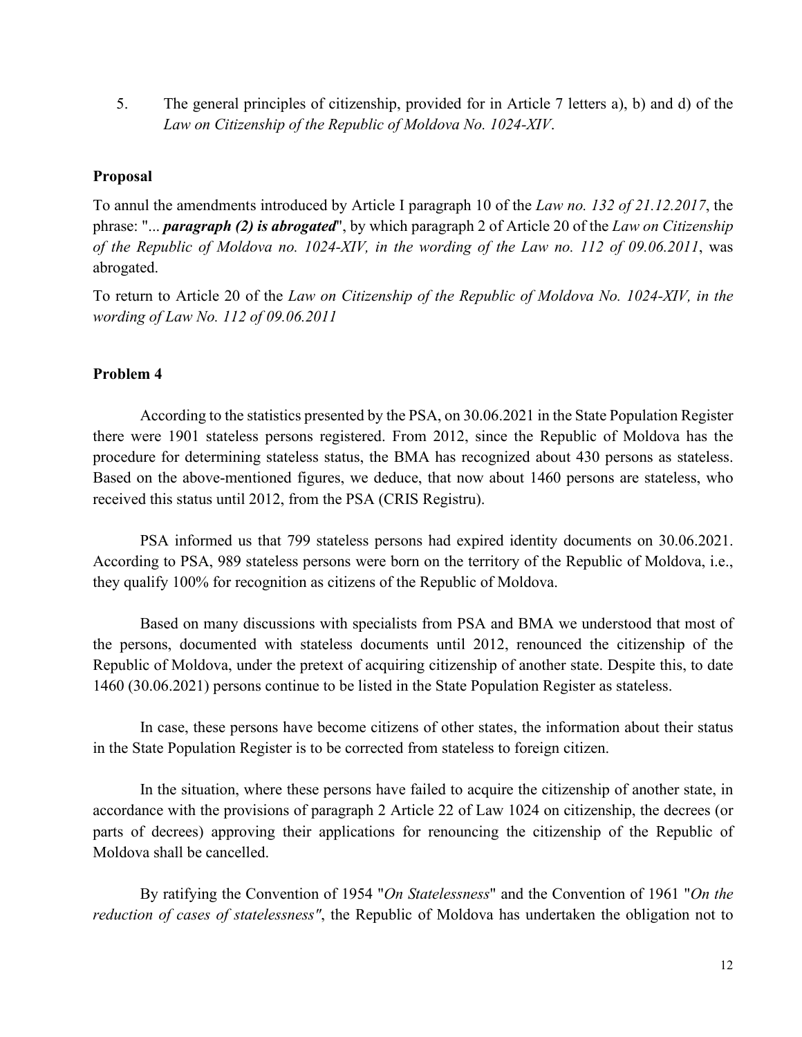5. The general principles of citizenship, provided for in Article 7 letters a), b) and d) of the *Law on Citizenship of the Republic of Moldova No. 1024-XIV*.

**Proposal**

To annul the amendments introduced by Article I paragraph 10 of the *Law no. 132 of 21.12.2017*, the phrase: "... ***paragraph (2) is abrogated***", by which paragraph 2 of Article 20 of the *Law on Citizenship of the Republic of Moldova no. 1024-XIV, in the wording of the Law no. 112 of 09.06.2011*, was abrogated.

To return to Article 20 of the *Law on Citizenship of the Republic of Moldova No. 1024-XIV, in the wording of Law No. 112 of 09.06.2011*

**Problem 4**

According to the statistics presented by the PSA, on 30.06.2021 in the State Population Register there were 1901 stateless persons registered. From 2012, since the Republic of Moldova has the procedure for determining stateless status, the BMA has recognized about 430 persons as stateless. Based on the above-mentioned figures, we deduce, that now about 1460 persons are stateless, who received this status until 2012, from the PSA (CRIS Registru).

PSA informed us that 799 stateless persons had expired identity documents on 30.06.2021. According to PSA, 989 stateless persons were born on the territory of the Republic of Moldova, i.e., they qualify 100% for recognition as citizens of the Republic of Moldova.

Based on many discussions with specialists from PSA and BMA we understood that most of the persons, documented with stateless documents until 2012, renounced the citizenship of the Republic of Moldova, under the pretext of acquiring citizenship of another state. Despite this, to date 1460 (30.06.2021) persons continue to be listed in the State Population Register as stateless.

In case, these persons have become citizens of other states, the information about their status in the State Population Register is to be corrected from stateless to foreign citizen.

In the situation, where these persons have failed to acquire the citizenship of another state, in accordance with the provisions of paragraph 2 Article 22 of Law 1024 on citizenship, the decrees (or parts of decrees) approving their applications for renouncing the citizenship of the Republic of Moldova shall be cancelled.

By ratifying the Convention of 1954 "*On Statelessness*" and the Convention of 1961 "*On the reduction of cases of statelessness"*, the Republic of Moldova has undertaken the obligation not to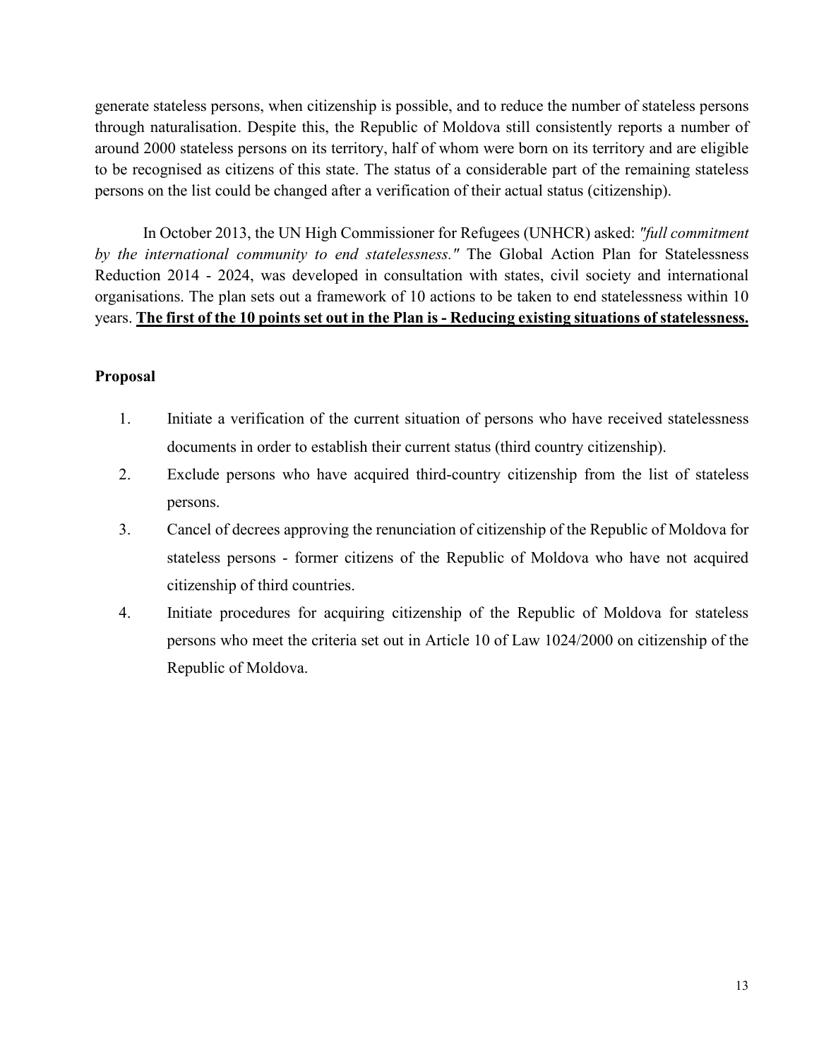generate stateless persons, when citizenship is possible, and to reduce the number of stateless persons through naturalisation. Despite this, the Republic of Moldova still consistently reports a number of around 2000 stateless persons on its territory, half of whom were born on its territory and are eligible to be recognised as citizens of this state. The status of a considerable part of the remaining stateless persons on the list could be changed after a verification of their actual status (citizenship).

In October 2013, the UN High Commissioner for Refugees (UNHCR) asked: *"full commitment by the international community to end statelessness."* The Global Action Plan for Statelessness Reduction 2014 - 2024, was developed in consultation with states, civil society and international organisations. The plan sets out a framework of 10 actions to be taken to end statelessness within 10 years. <u>**The first of the 10 points set out in the Plan is - Reducing existing situations of statelessness.**</u>

**Proposal**

1. Initiate a verification of the current situation of persons who have received statelessness documents in order to establish their current status (third country citizenship).
2. Exclude persons who have acquired third-country citizenship from the list of stateless persons.
3. Cancel of decrees approving the renunciation of citizenship of the Republic of Moldova for stateless persons - former citizens of the Republic of Moldova who have not acquired citizenship of third countries.
4. Initiate procedures for acquiring citizenship of the Republic of Moldova for stateless persons who meet the criteria set out in Article 10 of Law 1024/2000 on citizenship of the Republic of Moldova.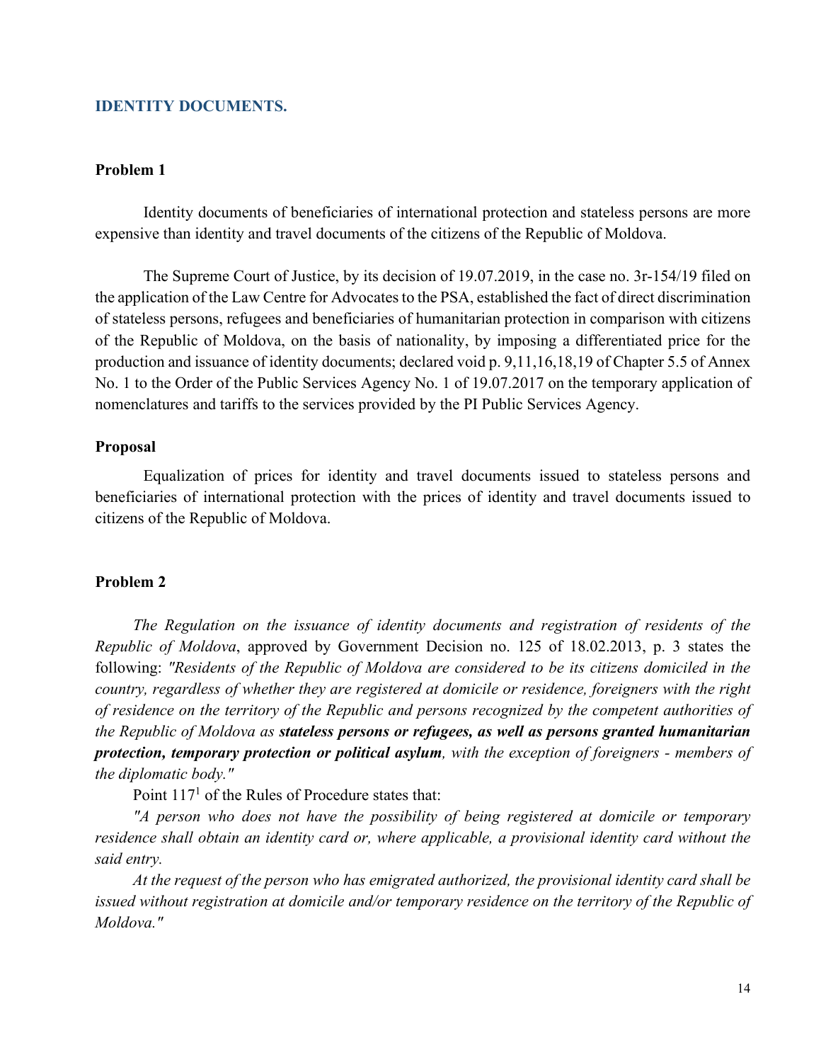## IDENTITY DOCUMENTS.

### Problem 1

Identity documents of beneficiaries of international protection and stateless persons are more expensive than identity and travel documents of the citizens of the Republic of Moldova.

The Supreme Court of Justice, by its decision of 19.07.2019, in the case no. 3r-154/19 filed on the application of the Law Centre for Advocates to the PSA, established the fact of direct discrimination of stateless persons, refugees and beneficiaries of humanitarian protection in comparison with citizens of the Republic of Moldova, on the basis of nationality, by imposing a differentiated price for the production and issuance of identity documents; declared void p. 9,11,16,18,19 of Chapter 5.5 of Annex No. 1 to the Order of the Public Services Agency No. 1 of 19.07.2017 on the temporary application of nomenclatures and tariffs to the services provided by the PI Public Services Agency.

### Proposal

Equalization of prices for identity and travel documents issued to stateless persons and beneficiaries of international protection with the prices of identity and travel documents issued to citizens of the Republic of Moldova.

### Problem 2

*The Regulation on the issuance of identity documents and registration of residents of the Republic of Moldova*, approved by Government Decision no. 125 of 18.02.2013, p. 3 states the following: *"Residents of the Republic of Moldova are considered to be its citizens domiciled in the country, regardless of whether they are registered at domicile or residence, foreigners with the right of residence on the territory of the Republic and persons recognized by the competent authorities of the Republic of Moldova as* ***stateless persons or refugees, as well as persons granted humanitarian protection, temporary protection or political asylum****, with the exception of foreigners - members of the diplomatic body."*

Point 117[1] of the Rules of Procedure states that:

*"A person who does not have the possibility of being registered at domicile or temporary residence shall obtain an identity card or, where applicable, a provisional identity card without the said entry.*

*At the request of the person who has emigrated authorized, the provisional identity card shall be issued without registration at domicile and/or temporary residence on the territory of the Republic of Moldova."*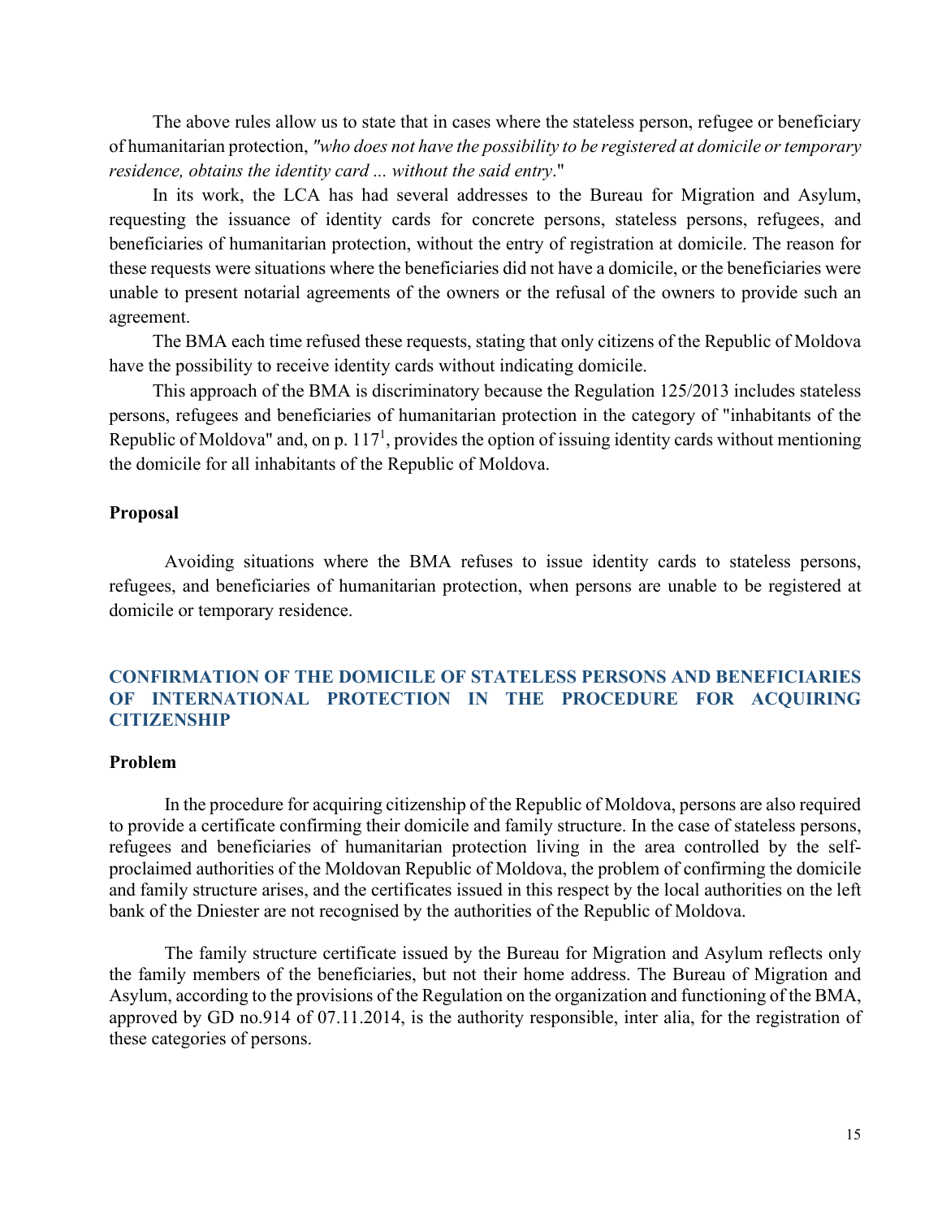The above rules allow us to state that in cases where the stateless person, refugee or beneficiary of humanitarian protection, *"who does not have the possibility to be registered at domicile or temporary residence, obtains the identity card ... without the said entry*."

In its work, the LCA has had several addresses to the Bureau for Migration and Asylum, requesting the issuance of identity cards for concrete persons, stateless persons, refugees, and beneficiaries of humanitarian protection, without the entry of registration at domicile. The reason for these requests were situations where the beneficiaries did not have a domicile, or the beneficiaries were unable to present notarial agreements of the owners or the refusal of the owners to provide such an agreement.

The BMA each time refused these requests, stating that only citizens of the Republic of Moldova have the possibility to receive identity cards without indicating domicile.

This approach of the BMA is discriminatory because the Regulation 125/2013 includes stateless persons, refugees and beneficiaries of humanitarian protection in the category of "inhabitants of the Republic of Moldova" and, on p. $117^1$, provides the option of issuing identity cards without mentioning the domicile for all inhabitants of the Republic of Moldova.

**Proposal**

Avoiding situations where the BMA refuses to issue identity cards to stateless persons, refugees, and beneficiaries of humanitarian protection, when persons are unable to be registered at domicile or temporary residence.

## CONFIRMATION OF THE DOMICILE OF STATELESS PERSONS AND BENEFICIARIES OF INTERNATIONAL PROTECTION IN THE PROCEDURE FOR ACQUIRING CITIZENSHIP

**Problem**

In the procedure for acquiring citizenship of the Republic of Moldova, persons are also required to provide a certificate confirming their domicile and family structure. In the case of stateless persons, refugees and beneficiaries of humanitarian protection living in the area controlled by the self-proclaimed authorities of the Moldovan Republic of Moldova, the problem of confirming the domicile and family structure arises, and the certificates issued in this respect by the local authorities on the left bank of the Dniester are not recognised by the authorities of the Republic of Moldova.

The family structure certificate issued by the Bureau for Migration and Asylum reflects only the family members of the beneficiaries, but not their home address. The Bureau of Migration and Asylum, according to the provisions of the Regulation on the organization and functioning of the BMA, approved by GD no.914 of 07.11.2014, is the authority responsible, inter alia, for the registration of these categories of persons.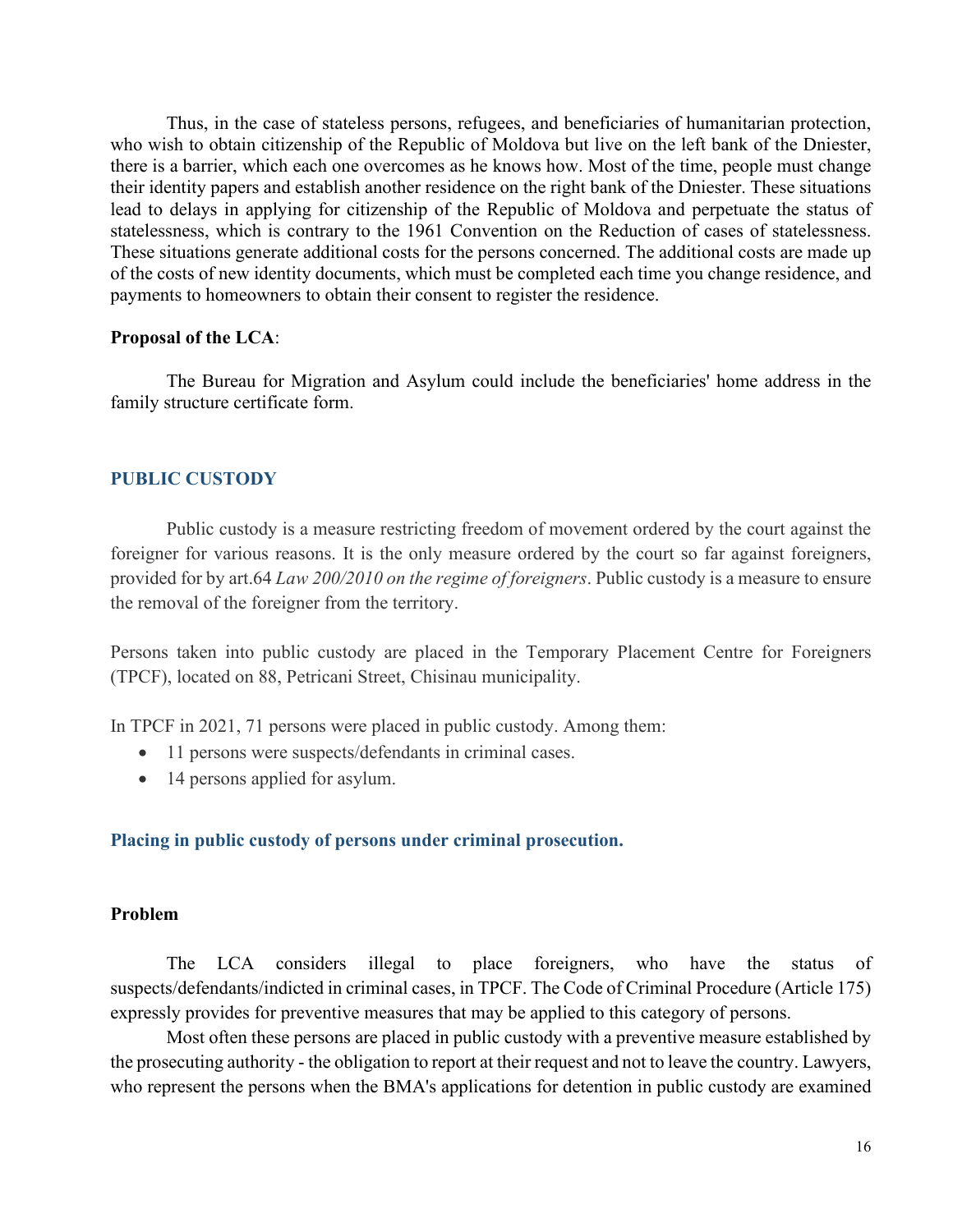Thus, in the case of stateless persons, refugees, and beneficiaries of humanitarian protection, who wish to obtain citizenship of the Republic of Moldova but live on the left bank of the Dniester, there is a barrier, which each one overcomes as he knows how. Most of the time, people must change their identity papers and establish another residence on the right bank of the Dniester. These situations lead to delays in applying for citizenship of the Republic of Moldova and perpetuate the status of statelessness, which is contrary to the 1961 Convention on the Reduction of cases of statelessness. These situations generate additional costs for the persons concerned. The additional costs are made up of the costs of new identity documents, which must be completed each time you change residence, and payments to homeowners to obtain their consent to register the residence.

**Proposal of the LCA**:

The Bureau for Migration and Asylum could include the beneficiaries' home address in the family structure certificate form.

## PUBLIC CUSTODY

Public custody is a measure restricting freedom of movement ordered by the court against the foreigner for various reasons. It is the only measure ordered by the court so far against foreigners, provided for by art.64 *Law 200/2010 on the regime of foreigners*. Public custody is a measure to ensure the removal of the foreigner from the territory.

Persons taken into public custody are placed in the Temporary Placement Centre for Foreigners (TPCF), located on 88, Petricani Street, Chisinau municipality.

In TPCF in 2021, 71 persons were placed in public custody. Among them:

- 11 persons were suspects/defendants in criminal cases.
- 14 persons applied for asylum.

### Placing in public custody of persons under criminal prosecution.

**Problem**

The LCA considers illegal to place foreigners, who have the status of suspects/defendants/indicted in criminal cases, in TPCF. The Code of Criminal Procedure (Article 175) expressly provides for preventive measures that may be applied to this category of persons.

Most often these persons are placed in public custody with a preventive measure established by the prosecuting authority - the obligation to report at their request and not to leave the country. Lawyers, who represent the persons when the BMA's applications for detention in public custody are examined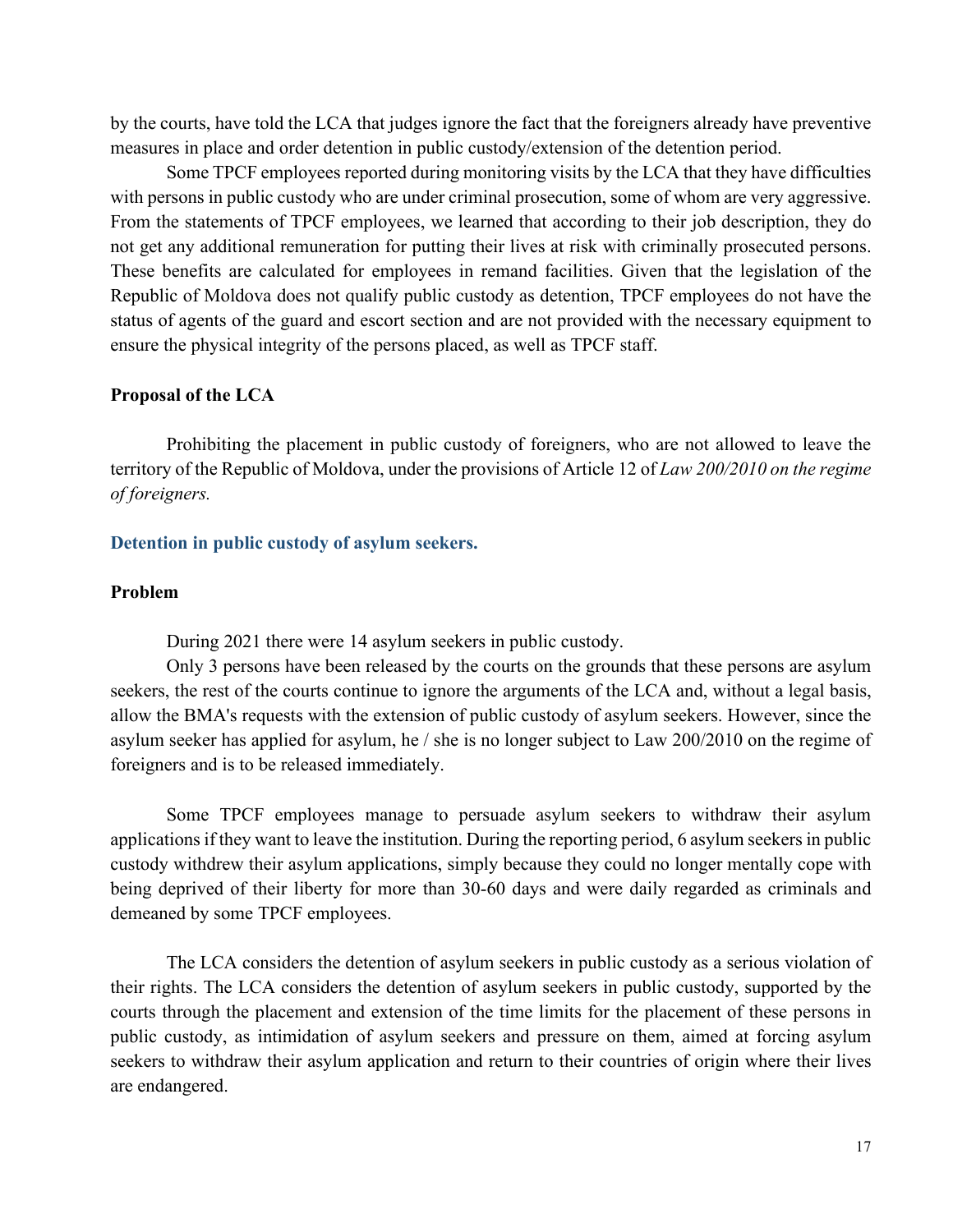by the courts, have told the LCA that judges ignore the fact that the foreigners already have preventive measures in place and order detention in public custody/extension of the detention period.

Some TPCF employees reported during monitoring visits by the LCA that they have difficulties with persons in public custody who are under criminal prosecution, some of whom are very aggressive. From the statements of TPCF employees, we learned that according to their job description, they do not get any additional remuneration for putting their lives at risk with criminally prosecuted persons. These benefits are calculated for employees in remand facilities. Given that the legislation of the Republic of Moldova does not qualify public custody as detention, TPCF employees do not have the status of agents of the guard and escort section and are not provided with the necessary equipment to ensure the physical integrity of the persons placed, as well as TPCF staff.

**Proposal of the LCA**

Prohibiting the placement in public custody of foreigners, who are not allowed to leave the territory of the Republic of Moldova, under the provisions of Article 12 of *Law 200/2010 on the regime of foreigners.*

## Detention in public custody of asylum seekers.

**Problem**

During 2021 there were 14 asylum seekers in public custody.

Only 3 persons have been released by the courts on the grounds that these persons are asylum seekers, the rest of the courts continue to ignore the arguments of the LCA and, without a legal basis, allow the BMA's requests with the extension of public custody of asylum seekers. However, since the asylum seeker has applied for asylum, he / she is no longer subject to Law 200/2010 on the regime of foreigners and is to be released immediately.

Some TPCF employees manage to persuade asylum seekers to withdraw their asylum applications if they want to leave the institution. During the reporting period, 6 asylum seekers in public custody withdrew their asylum applications, simply because they could no longer mentally cope with being deprived of their liberty for more than 30-60 days and were daily regarded as criminals and demeaned by some TPCF employees.

The LCA considers the detention of asylum seekers in public custody as a serious violation of their rights. The LCA considers the detention of asylum seekers in public custody, supported by the courts through the placement and extension of the time limits for the placement of these persons in public custody, as intimidation of asylum seekers and pressure on them, aimed at forcing asylum seekers to withdraw their asylum application and return to their countries of origin where their lives are endangered.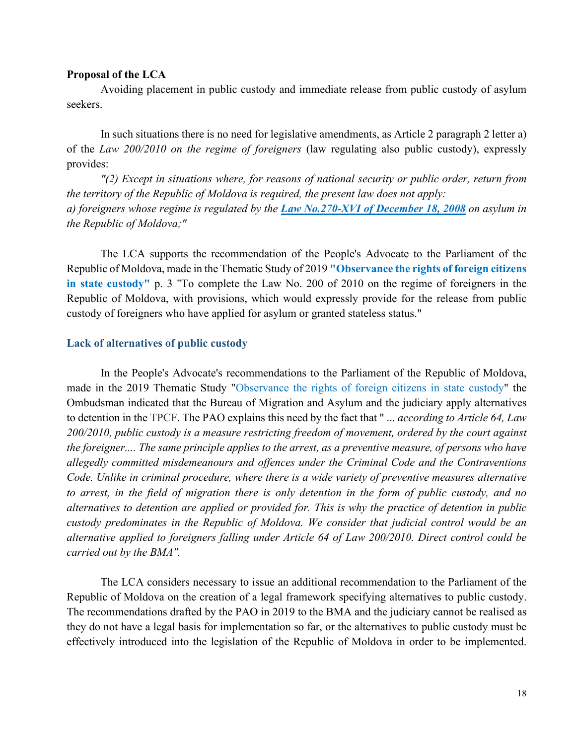**Proposal of the LCA**

Avoiding placement in public custody and immediate release from public custody of asylum seekers.

In such situations there is no need for legislative amendments, as Article 2 paragraph 2 letter a) of the *Law 200/2010 on the regime of foreigners* (law regulating also public custody), expressly provides:

*"(2) Except in situations where, for reasons of national security or public order, return from the territory of the Republic of Moldova is required, the present law does not apply:*
*a) foreigners whose regime is regulated by the* ***Law No.270-XVI of December 18, 2008*** *on asylum in the Republic of Moldova;"*

The LCA supports the recommendation of the People's Advocate to the Parliament of the Republic of Moldova, made in the Thematic Study of 2019 **"Observance the rights of foreign citizens in state custody"** p. 3 "To complete the Law No. 200 of 2010 on the regime of foreigners in the Republic of Moldova, with provisions, which would expressly provide for the release from public custody of foreigners who have applied for asylum or granted stateless status."

### Lack of alternatives of public custody

In the People's Advocate's recommendations to the Parliament of the Republic of Moldova, made in the 2019 Thematic Study "Observance the rights of foreign citizens in state custody" the Ombudsman indicated that the Bureau of Migration and Asylum and the judiciary apply alternatives to detention in the TPCF. The PAO explains this need by the fact that " ... *according to Article 64, Law 200/2010, public custody is a measure restricting freedom of movement, ordered by the court against the foreigner.... The same principle applies to the arrest, as a preventive measure, of persons who have allegedly committed misdemeanours and offences under the Criminal Code and the Contraventions Code. Unlike in criminal procedure, where there is a wide variety of preventive measures alternative to arrest, in the field of migration there is only detention in the form of public custody, and no alternatives to detention are applied or provided for. This is why the practice of detention in public custody predominates in the Republic of Moldova. We consider that judicial control would be an alternative applied to foreigners falling under Article 64 of Law 200/2010. Direct control could be carried out by the BMA".*

The LCA considers necessary to issue an additional recommendation to the Parliament of the Republic of Moldova on the creation of a legal framework specifying alternatives to public custody. The recommendations drafted by the PAO in 2019 to the BMA and the judiciary cannot be realised as they do not have a legal basis for implementation so far, or the alternatives to public custody must be effectively introduced into the legislation of the Republic of Moldova in order to be implemented.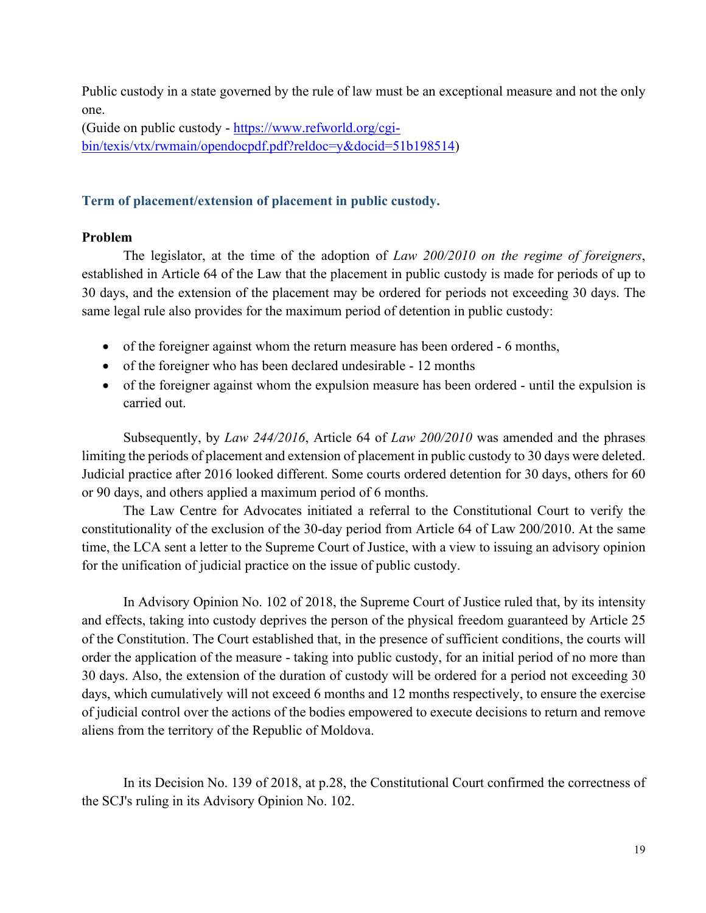Public custody in a state governed by the rule of law must be an exceptional measure and not the only one.
(Guide on public custody - [https://www.refworld.org/cgi-bin/texis/vtx/rwmain/opendocpdf.pdf?reldoc=y&docid=51b198514](https://www.refworld.org/cgi-bin/texis/vtx/rwmain/opendocpdf.pdf?reldoc=y&docid=51b198514))

### Term of placement/extension of placement in public custody.

**Problem**

The legislator, at the time of the adoption of *Law 200/2010 on the regime of foreigners*, established in Article 64 of the Law that the placement in public custody is made for periods of up to 30 days, and the extension of the placement may be ordered for periods not exceeding 30 days. The same legal rule also provides for the maximum period of detention in public custody:

- of the foreigner against whom the return measure has been ordered - 6 months,
- of the foreigner who has been declared undesirable - 12 months
- of the foreigner against whom the expulsion measure has been ordered - until the expulsion is carried out.

Subsequently, by *Law 244/2016*, Article 64 of *Law 200/2010* was amended and the phrases limiting the periods of placement and extension of placement in public custody to 30 days were deleted. Judicial practice after 2016 looked different. Some courts ordered detention for 30 days, others for 60 or 90 days, and others applied a maximum period of 6 months.

The Law Centre for Advocates initiated a referral to the Constitutional Court to verify the constitutionality of the exclusion of the 30-day period from Article 64 of Law 200/2010. At the same time, the LCA sent a letter to the Supreme Court of Justice, with a view to issuing an advisory opinion for the unification of judicial practice on the issue of public custody.

In Advisory Opinion No. 102 of 2018, the Supreme Court of Justice ruled that, by its intensity and effects, taking into custody deprives the person of the physical freedom guaranteed by Article 25 of the Constitution. The Court established that, in the presence of sufficient conditions, the courts will order the application of the measure - taking into public custody, for an initial period of no more than 30 days. Also, the extension of the duration of custody will be ordered for a period not exceeding 30 days, which cumulatively will not exceed 6 months and 12 months respectively, to ensure the exercise of judicial control over the actions of the bodies empowered to execute decisions to return and remove aliens from the territory of the Republic of Moldova.

In its Decision No. 139 of 2018, at p.28, the Constitutional Court confirmed the correctness of the SCJ's ruling in its Advisory Opinion No. 102.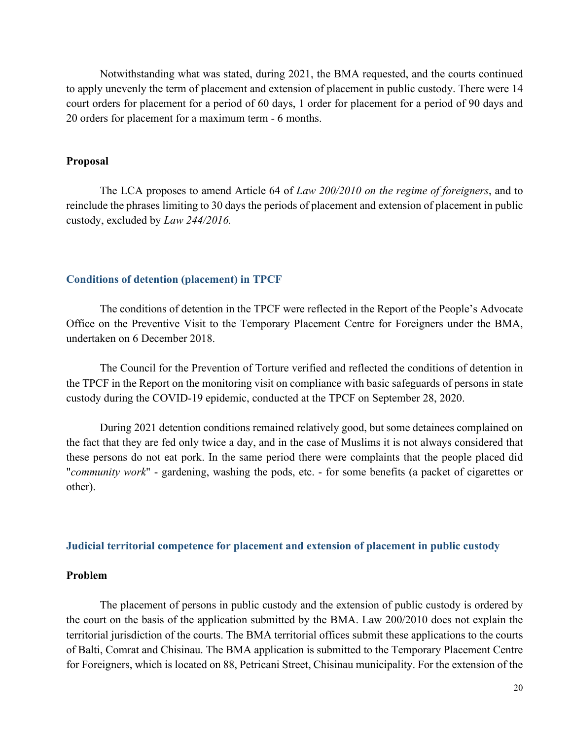Notwithstanding what was stated, during 2021, the BMA requested, and the courts continued to apply unevenly the term of placement and extension of placement in public custody. There were 14 court orders for placement for a period of 60 days, 1 order for placement for a period of 90 days and 20 orders for placement for a maximum term - 6 months.

**Proposal**

The LCA proposes to amend Article 64 of *Law 200/2010 on the regime of foreigners*, and to reinclude the phrases limiting to 30 days the periods of placement and extension of placement in public custody, excluded by *Law 244/2016.*

### Conditions of detention (placement) in TPCF

The conditions of detention in the TPCF were reflected in the Report of the People's Advocate Office on the Preventive Visit to the Temporary Placement Centre for Foreigners under the BMA, undertaken on 6 December 2018.

The Council for the Prevention of Torture verified and reflected the conditions of detention in the TPCF in the Report on the monitoring visit on compliance with basic safeguards of persons in state custody during the COVID-19 epidemic, conducted at the TPCF on September 28, 2020.

During 2021 detention conditions remained relatively good, but some detainees complained on the fact that they are fed only twice a day, and in the case of Muslims it is not always considered that these persons do not eat pork. In the same period there were complaints that the people placed did "*community work*" - gardening, washing the pods, etc. - for some benefits (a packet of cigarettes or other).

### Judicial territorial competence for placement and extension of placement in public custody

**Problem**

The placement of persons in public custody and the extension of public custody is ordered by the court on the basis of the application submitted by the BMA. Law 200/2010 does not explain the territorial jurisdiction of the courts. The BMA territorial offices submit these applications to the courts of Balti, Comrat and Chisinau. The BMA application is submitted to the Temporary Placement Centre for Foreigners, which is located on 88, Petricani Street, Chisinau municipality. For the extension of the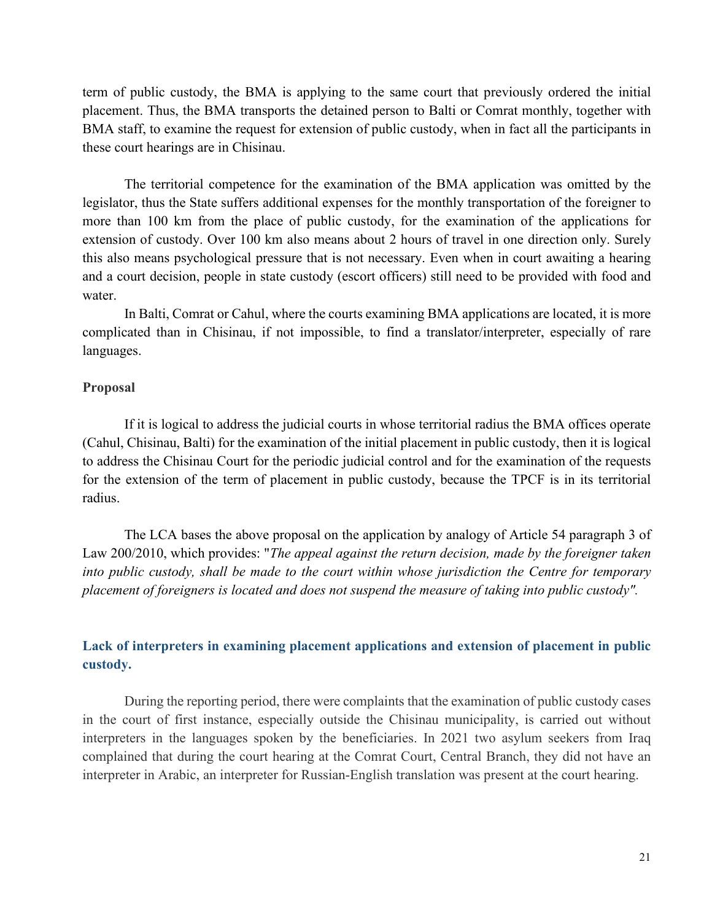term of public custody, the BMA is applying to the same court that previously ordered the initial placement. Thus, the BMA transports the detained person to Balti or Comrat monthly, together with BMA staff, to examine the request for extension of public custody, when in fact all the participants in these court hearings are in Chisinau.

The territorial competence for the examination of the BMA application was omitted by the legislator, thus the State suffers additional expenses for the monthly transportation of the foreigner to more than 100 km from the place of public custody, for the examination of the applications for extension of custody. Over 100 km also means about 2 hours of travel in one direction only. Surely this also means psychological pressure that is not necessary. Even when in court awaiting a hearing and a court decision, people in state custody (escort officers) still need to be provided with food and water.

In Balti, Comrat or Cahul, where the courts examining BMA applications are located, it is more complicated than in Chisinau, if not impossible, to find a translator/interpreter, especially of rare languages.

**Proposal**

If it is logical to address the judicial courts in whose territorial radius the BMA offices operate (Cahul, Chisinau, Balti) for the examination of the initial placement in public custody, then it is logical to address the Chisinau Court for the periodic judicial control and for the examination of the requests for the extension of the term of placement in public custody, because the TPCF is in its territorial radius.

The LCA bases the above proposal on the application by analogy of Article 54 paragraph 3 of Law 200/2010, which provides: "*The appeal against the return decision, made by the foreigner taken into public custody, shall be made to the court within whose jurisdiction the Centre for temporary placement of foreigners is located and does not suspend the measure of taking into public custody"*.

## Lack of interpreters in examining placement applications and extension of placement in public custody.

During the reporting period, there were complaints that the examination of public custody cases in the court of first instance, especially outside the Chisinau municipality, is carried out without interpreters in the languages spoken by the beneficiaries. In 2021 two asylum seekers from Iraq complained that during the court hearing at the Comrat Court, Central Branch, they did not have an interpreter in Arabic, an interpreter for Russian-English translation was present at the court hearing.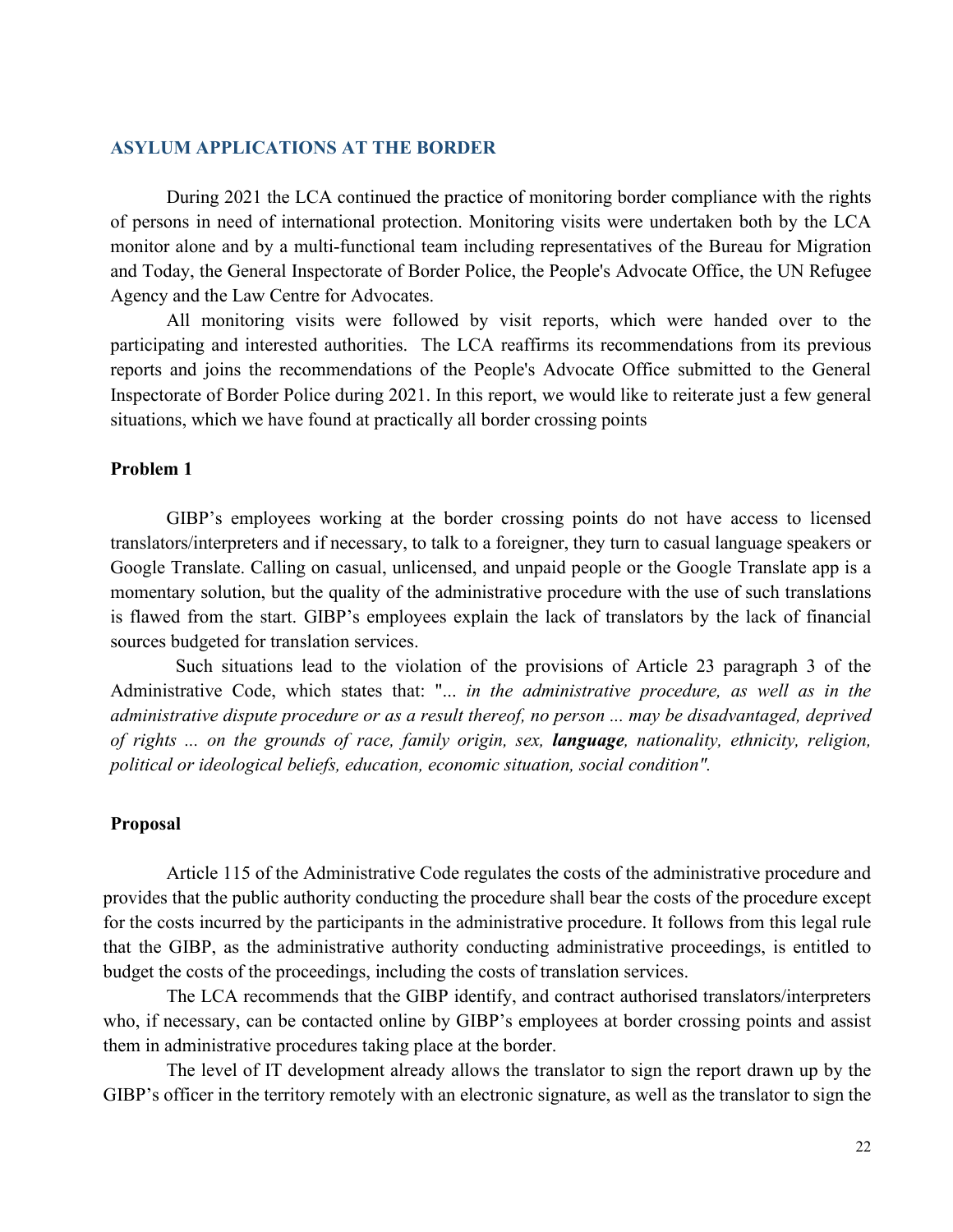## ASYLUM APPLICATIONS AT THE BORDER

During 2021 the LCA continued the practice of monitoring border compliance with the rights of persons in need of international protection. Monitoring visits were undertaken both by the LCA monitor alone and by a multi-functional team including representatives of the Bureau for Migration and Today, the General Inspectorate of Border Police, the People's Advocate Office, the UN Refugee Agency and the Law Centre for Advocates.

All monitoring visits were followed by visit reports, which were handed over to the participating and interested authorities. The LCA reaffirms its recommendations from its previous reports and joins the recommendations of the People's Advocate Office submitted to the General Inspectorate of Border Police during 2021. In this report, we would like to reiterate just a few general situations, which we have found at practically all border crossing points

### Problem 1

GIBP's employees working at the border crossing points do not have access to licensed translators/interpreters and if necessary, to talk to a foreigner, they turn to casual language speakers or Google Translate. Calling on casual, unlicensed, and unpaid people or the Google Translate app is a momentary solution, but the quality of the administrative procedure with the use of such translations is flawed from the start. GIBP's employees explain the lack of translators by the lack of financial sources budgeted for translation services.

Such situations lead to the violation of the provisions of Article 23 paragraph 3 of the Administrative Code, which states that: "... *in the administrative procedure, as well as in the administrative dispute procedure or as a result thereof, no person ... may be disadvantaged, deprived of rights ... on the grounds of race, family origin, sex, **language**, nationality, ethnicity, religion, political or ideological beliefs, education, economic situation, social condition".*

### Proposal

Article 115 of the Administrative Code regulates the costs of the administrative procedure and provides that the public authority conducting the procedure shall bear the costs of the procedure except for the costs incurred by the participants in the administrative procedure. It follows from this legal rule that the GIBP, as the administrative authority conducting administrative proceedings, is entitled to budget the costs of the proceedings, including the costs of translation services.

The LCA recommends that the GIBP identify, and contract authorised translators/interpreters who, if necessary, can be contacted online by GIBP's employees at border crossing points and assist them in administrative procedures taking place at the border.

The level of IT development already allows the translator to sign the report drawn up by the GIBP's officer in the territory remotely with an electronic signature, as well as the translator to sign the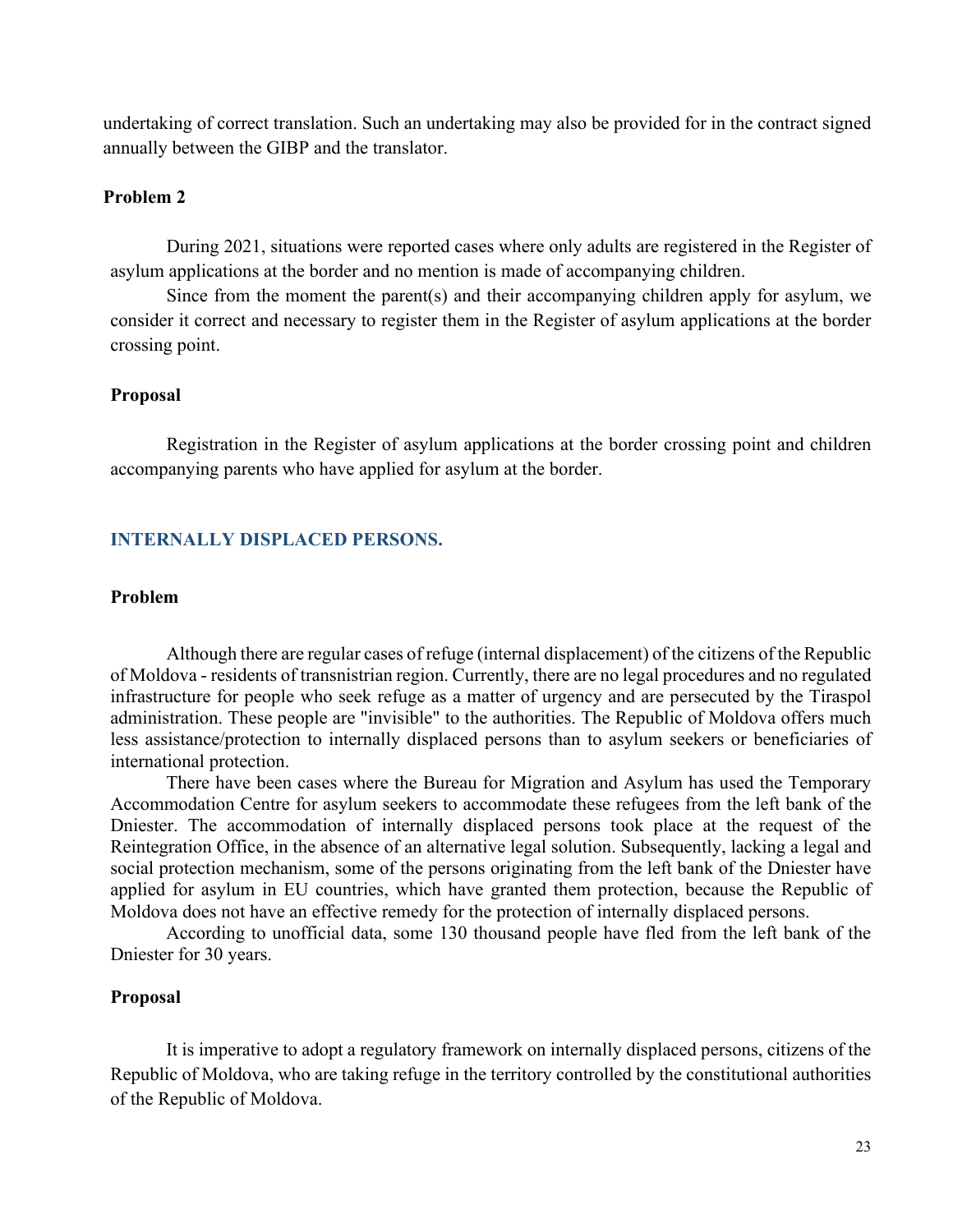undertaking of correct translation. Such an undertaking may also be provided for in the contract signed annually between the GIBP and the translator.

**Problem 2**

During 2021, situations were reported cases where only adults are registered in the Register of asylum applications at the border and no mention is made of accompanying children.

Since from the moment the parent(s) and their accompanying children apply for asylum, we consider it correct and necessary to register them in the Register of asylum applications at the border crossing point.

**Proposal**

Registration in the Register of asylum applications at the border crossing point and children accompanying parents who have applied for asylum at the border.

## INTERNALLY DISPLACED PERSONS.

**Problem**

Although there are regular cases of refuge (internal displacement) of the citizens of the Republic of Moldova - residents of transnistrian region. Currently, there are no legal procedures and no regulated infrastructure for people who seek refuge as a matter of urgency and are persecuted by the Tiraspol administration. These people are "invisible" to the authorities. The Republic of Moldova offers much less assistance/protection to internally displaced persons than to asylum seekers or beneficiaries of international protection.

There have been cases where the Bureau for Migration and Asylum has used the Temporary Accommodation Centre for asylum seekers to accommodate these refugees from the left bank of the Dniester. The accommodation of internally displaced persons took place at the request of the Reintegration Office, in the absence of an alternative legal solution. Subsequently, lacking a legal and social protection mechanism, some of the persons originating from the left bank of the Dniester have applied for asylum in EU countries, which have granted them protection, because the Republic of Moldova does not have an effective remedy for the protection of internally displaced persons.

According to unofficial data, some 130 thousand people have fled from the left bank of the Dniester for 30 years.

**Proposal**

It is imperative to adopt a regulatory framework on internally displaced persons, citizens of the Republic of Moldova, who are taking refuge in the territory controlled by the constitutional authorities of the Republic of Moldova.